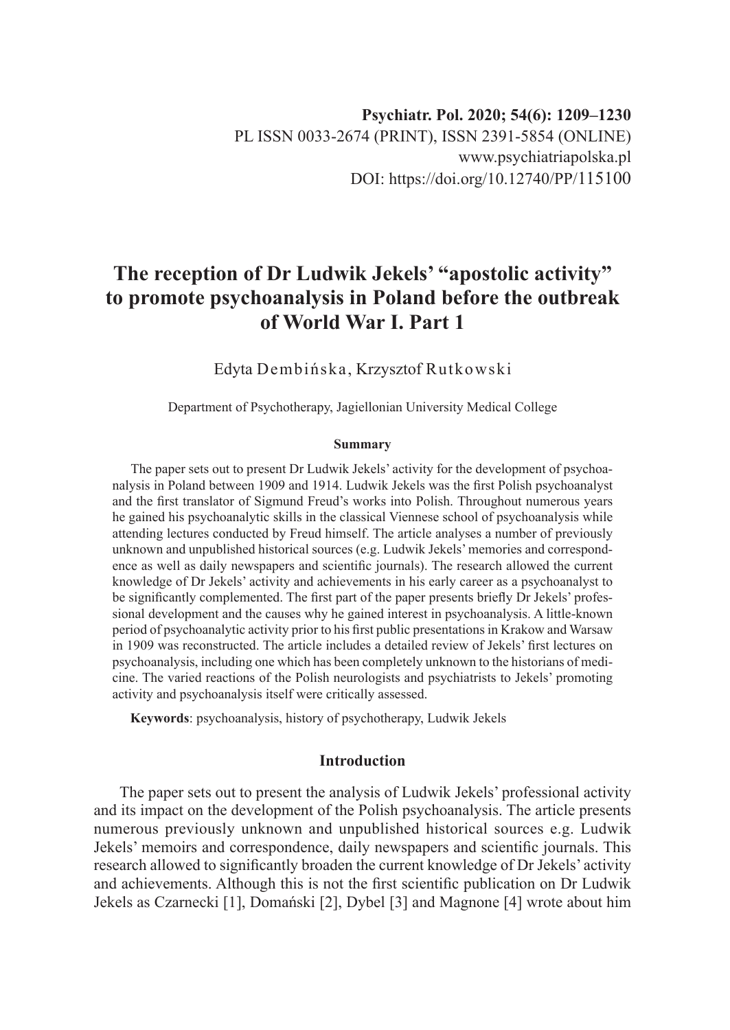Psychiatr. Pol. 2020; 54(6): 1209–1230
PL ISSN 0033-2674 (PRINT), ISSN 2391-5854 (ONLINE)
www.psychiatriapolska.pl
DOI: https://doi.org/10.12740/PP/115100

# The reception of Dr Ludwik Jekels' "apostolic activity" to promote psychoanalysis in Poland before the outbreak of World War I. Part 1

Edyta Dembińska, Krzysztof Rutkowski

Department of Psychotherapy, Jagiellonian University Medical College

### Summary

The paper sets out to present Dr Ludwik Jekels' activity for the development of psychoanalysis in Poland between 1909 and 1914. Ludwik Jekels was the first Polish psychoanalyst and the first translator of Sigmund Freud's works into Polish. Throughout numerous years he gained his psychoanalytic skills in the classical Viennese school of psychoanalysis while attending lectures conducted by Freud himself. The article analyses a number of previously unknown and unpublished historical sources (e.g. Ludwik Jekels' memories and correspondence as well as daily newspapers and scientific journals). The research allowed the current knowledge of Dr Jekels' activity and achievements in his early career as a psychoanalyst to be significantly complemented. The first part of the paper presents briefly Dr Jekels' professional development and the causes why he gained interest in psychoanalysis. A little-known period of psychoanalytic activity prior to his first public presentations in Krakow and Warsaw in 1909 was reconstructed. The article includes a detailed review of Jekels' first lectures on psychoanalysis, including one which has been completely unknown to the historians of medicine. The varied reactions of the Polish neurologists and psychiatrists to Jekels' promoting activity and psychoanalysis itself were critically assessed.

**Keywords**: psychoanalysis, history of psychotherapy, Ludwik Jekels

## Introduction

The paper sets out to present the analysis of Ludwik Jekels' professional activity and its impact on the development of the Polish psychoanalysis. The article presents numerous previously unknown and unpublished historical sources e.g. Ludwik Jekels' memoirs and correspondence, daily newspapers and scientific journals. This research allowed to significantly broaden the current knowledge of Dr Jekels' activity and achievements. Although this is not the first scientific publication on Dr Ludwik Jekels as Czarnecki [1], Domański [2], Dybel [3] and Magnone [4] wrote about him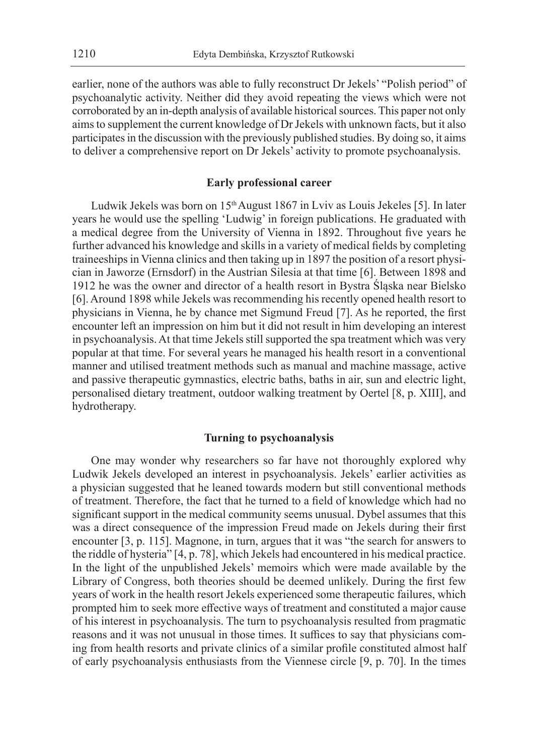earlier, none of the authors was able to fully reconstruct Dr Jekels' "Polish period" of psychoanalytic activity. Neither did they avoid repeating the views which were not corroborated by an in-depth analysis of available historical sources. This paper not only aims to supplement the current knowledge of Dr Jekels with unknown facts, but it also participates in the discussion with the previously published studies. By doing so, it aims to deliver a comprehensive report on Dr Jekels' activity to promote psychoanalysis.

## Early professional career

Ludwik Jekels was born on 15th August 1867 in Lviv as Louis Jekeles [5]. In later years he would use the spelling 'Ludwig' in foreign publications. He graduated with a medical degree from the University of Vienna in 1892. Throughout five years he further advanced his knowledge and skills in a variety of medical fields by completing traineeships in Vienna clinics and then taking up in 1897 the position of a resort physician in Jaworze (Ernsdorf) in the Austrian Silesia at that time [6]. Between 1898 and 1912 he was the owner and director of a health resort in Bystra Śląska near Bielsko [6]. Around 1898 while Jekels was recommending his recently opened health resort to physicians in Vienna, he by chance met Sigmund Freud [7]. As he reported, the first encounter left an impression on him but it did not result in him developing an interest in psychoanalysis. At that time Jekels still supported the spa treatment which was very popular at that time. For several years he managed his health resort in a conventional manner and utilised treatment methods such as manual and machine massage, active and passive therapeutic gymnastics, electric baths, baths in air, sun and electric light, personalised dietary treatment, outdoor walking treatment by Oertel [8, p. XIII], and hydrotherapy.

## Turning to psychoanalysis

One may wonder why researchers so far have not thoroughly explored why Ludwik Jekels developed an interest in psychoanalysis. Jekels' earlier activities as a physician suggested that he leaned towards modern but still conventional methods of treatment. Therefore, the fact that he turned to a field of knowledge which had no significant support in the medical community seems unusual. Dybel assumes that this was a direct consequence of the impression Freud made on Jekels during their first encounter [3, p. 115]. Magnone, in turn, argues that it was "the search for answers to the riddle of hysteria" [4, p. 78], which Jekels had encountered in his medical practice. In the light of the unpublished Jekels' memoirs which were made available by the Library of Congress, both theories should be deemed unlikely. During the first few years of work in the health resort Jekels experienced some therapeutic failures, which prompted him to seek more effective ways of treatment and constituted a major cause of his interest in psychoanalysis. The turn to psychoanalysis resulted from pragmatic reasons and it was not unusual in those times. It suffices to say that physicians coming from health resorts and private clinics of a similar profile constituted almost half of early psychoanalysis enthusiasts from the Viennese circle [9, p. 70]. In the times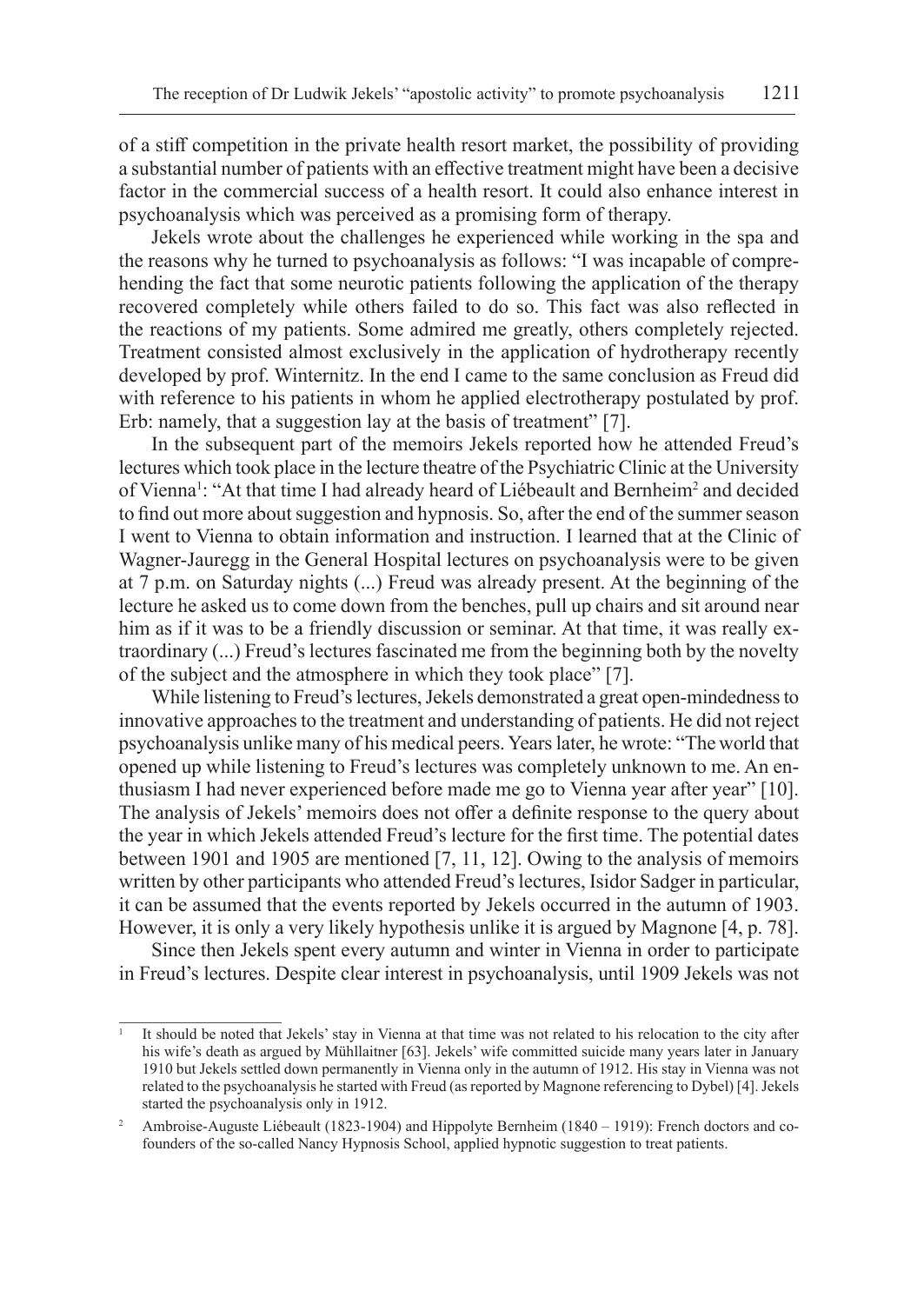of a stiff competition in the private health resort market, the possibility of providing a substantial number of patients with an effective treatment might have been a decisive factor in the commercial success of a health resort. It could also enhance interest in psychoanalysis which was perceived as a promising form of therapy.

Jekels wrote about the challenges he experienced while working in the spa and the reasons why he turned to psychoanalysis as follows: "I was incapable of comprehending the fact that some neurotic patients following the application of the therapy recovered completely while others failed to do so. This fact was also reflected in the reactions of my patients. Some admired me greatly, others completely rejected. Treatment consisted almost exclusively in the application of hydrotherapy recently developed by prof. Winternitz. In the end I came to the same conclusion as Freud did with reference to his patients in whom he applied electrotherapy postulated by prof. Erb: namely, that a suggestion lay at the basis of treatment" [7].

In the subsequent part of the memoirs Jekels reported how he attended Freud's lectures which took place in the lecture theatre of the Psychiatric Clinic at the University of Vienna[1]: "At that time I had already heard of Liébeault and Bernheim[2] and decided to find out more about suggestion and hypnosis. So, after the end of the summer season I went to Vienna to obtain information and instruction. I learned that at the Clinic of Wagner-Jauregg in the General Hospital lectures on psychoanalysis were to be given at 7 p.m. on Saturday nights (...) Freud was already present. At the beginning of the lecture he asked us to come down from the benches, pull up chairs and sit around near him as if it was to be a friendly discussion or seminar. At that time, it was really extraordinary (...) Freud's lectures fascinated me from the beginning both by the novelty of the subject and the atmosphere in which they took place" [7].

While listening to Freud's lectures, Jekels demonstrated a great open-mindedness to innovative approaches to the treatment and understanding of patients. He did not reject psychoanalysis unlike many of his medical peers. Years later, he wrote: "The world that opened up while listening to Freud's lectures was completely unknown to me. An enthusiasm I had never experienced before made me go to Vienna year after year" [10]. The analysis of Jekels' memoirs does not offer a definite response to the query about the year in which Jekels attended Freud's lecture for the first time. The potential dates between 1901 and 1905 are mentioned [7, 11, 12]. Owing to the analysis of memoirs written by other participants who attended Freud's lectures, Isidor Sadger in particular, it can be assumed that the events reported by Jekels occurred in the autumn of 1903. However, it is only a very likely hypothesis unlike it is argued by Magnone [4, p. 78].

Since then Jekels spent every autumn and winter in Vienna in order to participate in Freud's lectures. Despite clear interest in psychoanalysis, until 1909 Jekels was not

---

[1] It should be noted that Jekels' stay in Vienna at that time was not related to his relocation to the city after his wife's death as argued by Mühllaitner [63]. Jekels' wife committed suicide many years later in January 1910 but Jekels settled down permanently in Vienna only in the autumn of 1912. His stay in Vienna was not related to the psychoanalysis he started with Freud (as reported by Magnone referencing to Dybel) [4]. Jekels started the psychoanalysis only in 1912.

[2] Ambroise-Auguste Liébeault (1823-1904) and Hippolyte Bernheim (1840 – 1919): French doctors and co-founders of the so-called Nancy Hypnosis School, applied hypnotic suggestion to treat patients.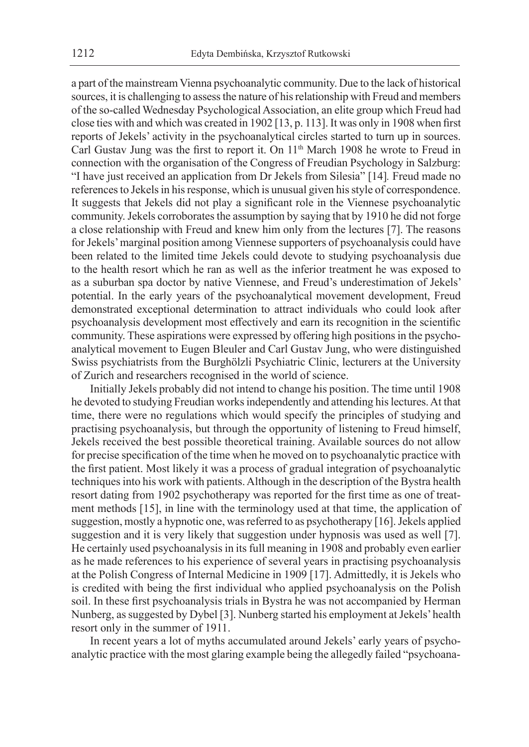a part of the mainstream Vienna psychoanalytic community. Due to the lack of historical sources, it is challenging to assess the nature of his relationship with Freud and members of the so-called Wednesday Psychological Association, an elite group which Freud had close ties with and which was created in 1902 [13, p. 113]. It was only in 1908 when first reports of Jekels' activity in the psychoanalytical circles started to turn up in sources. Carl Gustav Jung was the first to report it. On 11th March 1908 he wrote to Freud in connection with the organisation of the Congress of Freudian Psychology in Salzburg: "I have just received an application from Dr Jekels from Silesia" [14]. Freud made no references to Jekels in his response, which is unusual given his style of correspondence. It suggests that Jekels did not play a significant role in the Viennese psychoanalytic community. Jekels corroborates the assumption by saying that by 1910 he did not forge a close relationship with Freud and knew him only from the lectures [7]. The reasons for Jekels' marginal position among Viennese supporters of psychoanalysis could have been related to the limited time Jekels could devote to studying psychoanalysis due to the health resort which he ran as well as the inferior treatment he was exposed to as a suburban spa doctor by native Viennese, and Freud's underestimation of Jekels' potential. In the early years of the psychoanalytical movement development, Freud demonstrated exceptional determination to attract individuals who could look after psychoanalysis development most effectively and earn its recognition in the scientific community. These aspirations were expressed by offering high positions in the psychoanalytical movement to Eugen Bleuler and Carl Gustav Jung, who were distinguished Swiss psychiatrists from the Burghölzli Psychiatric Clinic, lecturers at the University of Zurich and researchers recognised in the world of science.

Initially Jekels probably did not intend to change his position. The time until 1908 he devoted to studying Freudian works independently and attending his lectures. At that time, there were no regulations which would specify the principles of studying and practising psychoanalysis, but through the opportunity of listening to Freud himself, Jekels received the best possible theoretical training. Available sources do not allow for precise specification of the time when he moved on to psychoanalytic practice with the first patient. Most likely it was a process of gradual integration of psychoanalytic techniques into his work with patients. Although in the description of the Bystra health resort dating from 1902 psychotherapy was reported for the first time as one of treatment methods [15], in line with the terminology used at that time, the application of suggestion, mostly a hypnotic one, was referred to as psychotherapy [16]. Jekels applied suggestion and it is very likely that suggestion under hypnosis was used as well [7]. He certainly used psychoanalysis in its full meaning in 1908 and probably even earlier as he made references to his experience of several years in practising psychoanalysis at the Polish Congress of Internal Medicine in 1909 [17]. Admittedly, it is Jekels who is credited with being the first individual who applied psychoanalysis on the Polish soil. In these first psychoanalysis trials in Bystra he was not accompanied by Herman Nunberg, as suggested by Dybel [3]. Nunberg started his employment at Jekels' health resort only in the summer of 1911.

In recent years a lot of myths accumulated around Jekels' early years of psychoanalytic practice with the most glaring example being the allegedly failed "psychoana-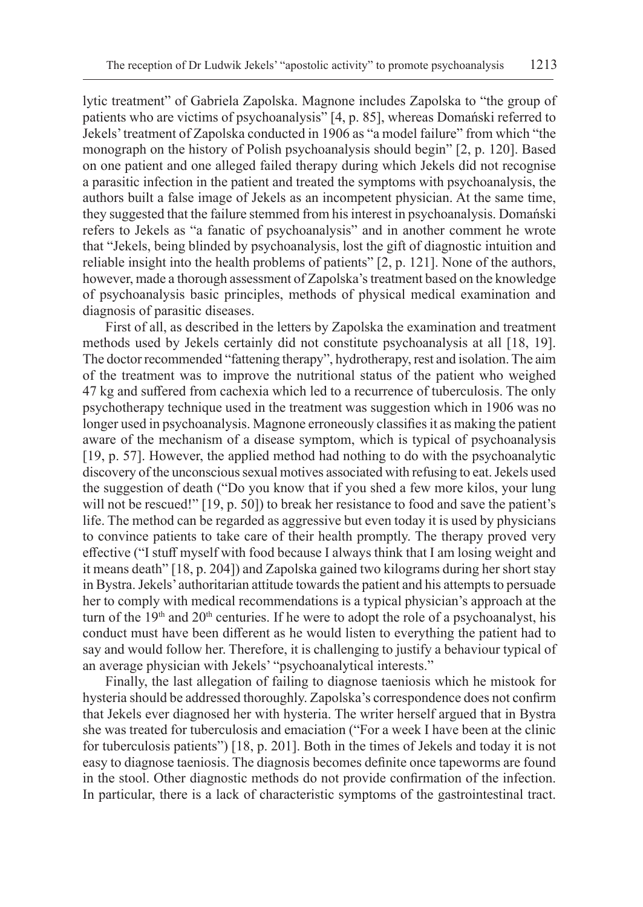lytic treatment" of Gabriela Zapolska. Magnone includes Zapolska to "the group of patients who are victims of psychoanalysis" [4, p. 85], whereas Domański referred to Jekels' treatment of Zapolska conducted in 1906 as "a model failure" from which "the monograph on the history of Polish psychoanalysis should begin" [2, p. 120]. Based on one patient and one alleged failed therapy during which Jekels did not recognise a parasitic infection in the patient and treated the symptoms with psychoanalysis, the authors built a false image of Jekels as an incompetent physician. At the same time, they suggested that the failure stemmed from his interest in psychoanalysis. Domański refers to Jekels as "a fanatic of psychoanalysis" and in another comment he wrote that "Jekels, being blinded by psychoanalysis, lost the gift of diagnostic intuition and reliable insight into the health problems of patients" [2, p. 121]. None of the authors, however, made a thorough assessment of Zapolska's treatment based on the knowledge of psychoanalysis basic principles, methods of physical medical examination and diagnosis of parasitic diseases.

First of all, as described in the letters by Zapolska the examination and treatment methods used by Jekels certainly did not constitute psychoanalysis at all [18, 19]. The doctor recommended "fattening therapy", hydrotherapy, rest and isolation. The aim of the treatment was to improve the nutritional status of the patient who weighed 47 kg and suffered from cachexia which led to a recurrence of tuberculosis. The only psychotherapy technique used in the treatment was suggestion which in 1906 was no longer used in psychoanalysis. Magnone erroneously classifies it as making the patient aware of the mechanism of a disease symptom, which is typical of psychoanalysis [19, p. 57]. However, the applied method had nothing to do with the psychoanalytic discovery of the unconscious sexual motives associated with refusing to eat. Jekels used the suggestion of death ("Do you know that if you shed a few more kilos, your lung will not be rescued!" [19, p. 50]) to break her resistance to food and save the patient's life. The method can be regarded as aggressive but even today it is used by physicians to convince patients to take care of their health promptly. The therapy proved very effective ("I stuff myself with food because I always think that I am losing weight and it means death" [18, p. 204]) and Zapolska gained two kilograms during her short stay in Bystra. Jekels' authoritarian attitude towards the patient and his attempts to persuade her to comply with medical recommendations is a typical physician's approach at the turn of the 19th and 20th centuries. If he were to adopt the role of a psychoanalyst, his conduct must have been different as he would listen to everything the patient had to say and would follow her. Therefore, it is challenging to justify a behaviour typical of an average physician with Jekels' "psychoanalytical interests."

Finally, the last allegation of failing to diagnose taeniosis which he mistook for hysteria should be addressed thoroughly. Zapolska's correspondence does not confirm that Jekels ever diagnosed her with hysteria. The writer herself argued that in Bystra she was treated for tuberculosis and emaciation ("For a week I have been at the clinic for tuberculosis patients") [18, p. 201]. Both in the times of Jekels and today it is not easy to diagnose taeniosis. The diagnosis becomes definite once tapeworms are found in the stool. Other diagnostic methods do not provide confirmation of the infection. In particular, there is a lack of characteristic symptoms of the gastrointestinal tract.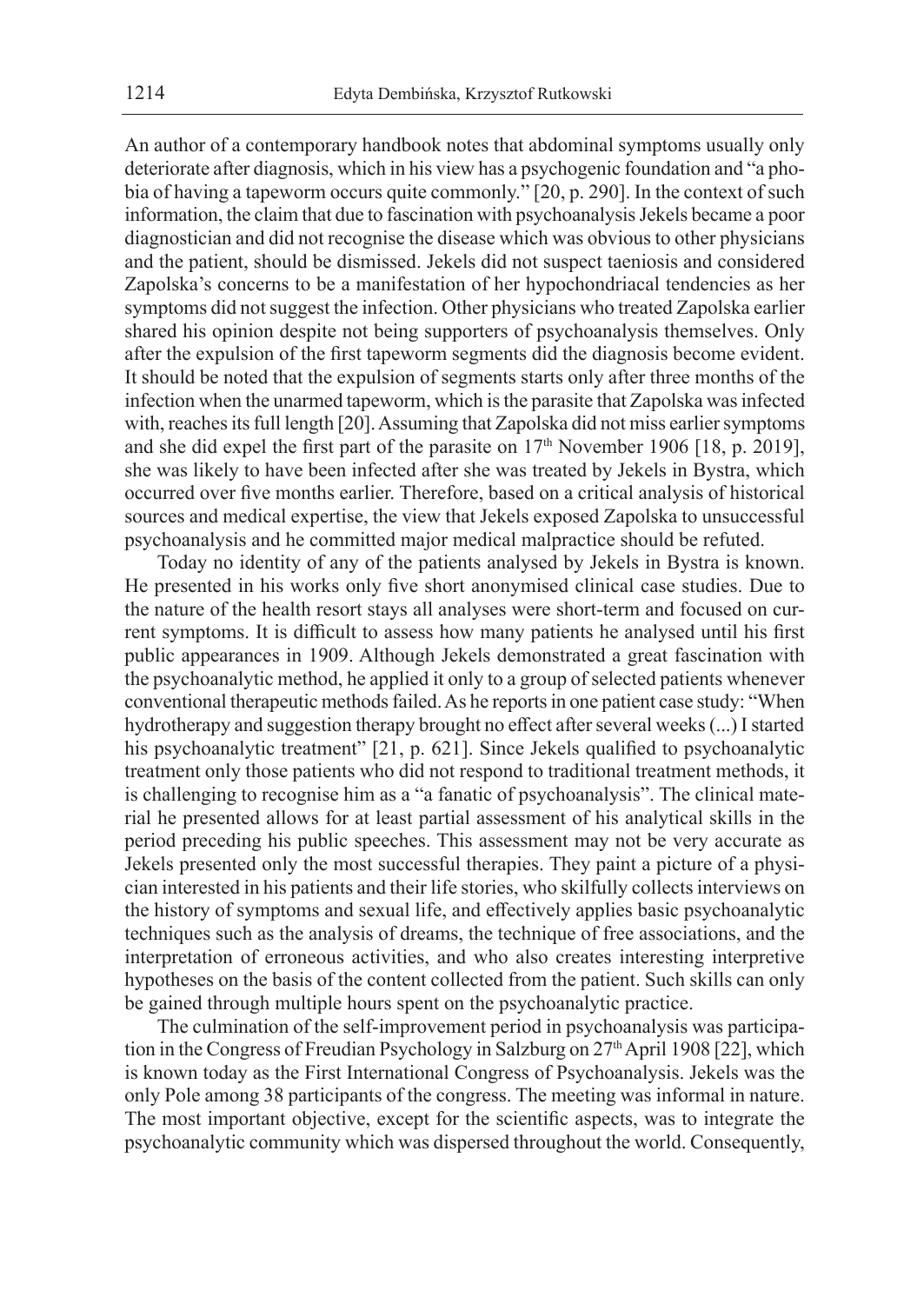An author of a contemporary handbook notes that abdominal symptoms usually only deteriorate after diagnosis, which in his view has a psychogenic foundation and "a phobia of having a tapeworm occurs quite commonly." [20, p. 290]. In the context of such information, the claim that due to fascination with psychoanalysis Jekels became a poor diagnostician and did not recognise the disease which was obvious to other physicians and the patient, should be dismissed. Jekels did not suspect taeniosis and considered Zapolska's concerns to be a manifestation of her hypochondriacal tendencies as her symptoms did not suggest the infection. Other physicians who treated Zapolska earlier shared his opinion despite not being supporters of psychoanalysis themselves. Only after the expulsion of the first tapeworm segments did the diagnosis become evident. It should be noted that the expulsion of segments starts only after three months of the infection when the unarmed tapeworm, which is the parasite that Zapolska was infected with, reaches its full length [20]. Assuming that Zapolska did not miss earlier symptoms and she did expel the first part of the parasite on 17th November 1906 [18, p. 2019], she was likely to have been infected after she was treated by Jekels in Bystra, which occurred over five months earlier. Therefore, based on a critical analysis of historical sources and medical expertise, the view that Jekels exposed Zapolska to unsuccessful psychoanalysis and he committed major medical malpractice should be refuted.

Today no identity of any of the patients analysed by Jekels in Bystra is known. He presented in his works only five short anonymised clinical case studies. Due to the nature of the health resort stays all analyses were short-term and focused on current symptoms. It is difficult to assess how many patients he analysed until his first public appearances in 1909. Although Jekels demonstrated a great fascination with the psychoanalytic method, he applied it only to a group of selected patients whenever conventional therapeutic methods failed. As he reports in one patient case study: "When hydrotherapy and suggestion therapy brought no effect after several weeks (...) I started his psychoanalytic treatment" [21, p. 621]. Since Jekels qualified to psychoanalytic treatment only those patients who did not respond to traditional treatment methods, it is challenging to recognise him as a "a fanatic of psychoanalysis". The clinical material he presented allows for at least partial assessment of his analytical skills in the period preceding his public speeches. This assessment may not be very accurate as Jekels presented only the most successful therapies. They paint a picture of a physician interested in his patients and their life stories, who skilfully collects interviews on the history of symptoms and sexual life, and effectively applies basic psychoanalytic techniques such as the analysis of dreams, the technique of free associations, and the interpretation of erroneous activities, and who also creates interesting interpretive hypotheses on the basis of the content collected from the patient. Such skills can only be gained through multiple hours spent on the psychoanalytic practice.

The culmination of the self-improvement period in psychoanalysis was participation in the Congress of Freudian Psychology in Salzburg on 27th April 1908 [22], which is known today as the First International Congress of Psychoanalysis. Jekels was the only Pole among 38 participants of the congress. The meeting was informal in nature. The most important objective, except for the scientific aspects, was to integrate the psychoanalytic community which was dispersed throughout the world. Consequently,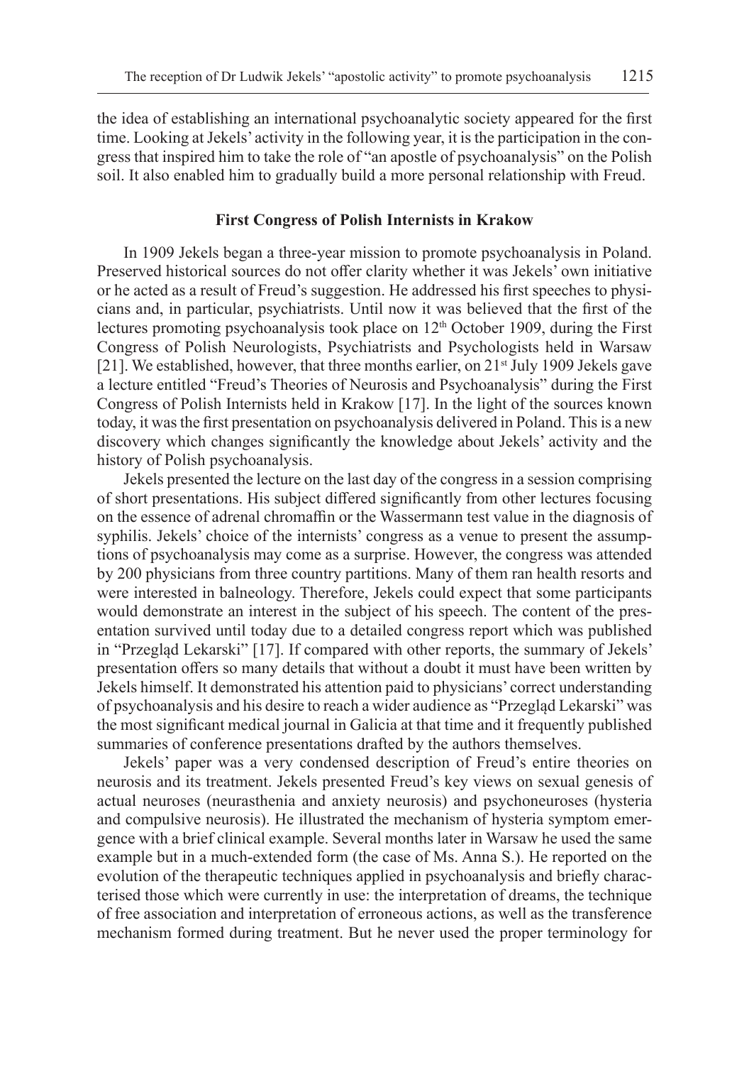the idea of establishing an international psychoanalytic society appeared for the first time. Looking at Jekels' activity in the following year, it is the participation in the congress that inspired him to take the role of "an apostle of psychoanalysis" on the Polish soil. It also enabled him to gradually build a more personal relationship with Freud.

## First Congress of Polish Internists in Krakow

In 1909 Jekels began a three-year mission to promote psychoanalysis in Poland. Preserved historical sources do not offer clarity whether it was Jekels' own initiative or he acted as a result of Freud's suggestion. He addressed his first speeches to physicians and, in particular, psychiatrists. Until now it was believed that the first of the lectures promoting psychoanalysis took place on 12th October 1909, during the First Congress of Polish Neurologists, Psychiatrists and Psychologists held in Warsaw [21]. We established, however, that three months earlier, on 21st July 1909 Jekels gave a lecture entitled "Freud's Theories of Neurosis and Psychoanalysis" during the First Congress of Polish Internists held in Krakow [17]. In the light of the sources known today, it was the first presentation on psychoanalysis delivered in Poland. This is a new discovery which changes significantly the knowledge about Jekels' activity and the history of Polish psychoanalysis.

Jekels presented the lecture on the last day of the congress in a session comprising of short presentations. His subject differed significantly from other lectures focusing on the essence of adrenal chromaffin or the Wassermann test value in the diagnosis of syphilis. Jekels' choice of the internists' congress as a venue to present the assumptions of psychoanalysis may come as a surprise. However, the congress was attended by 200 physicians from three country partitions. Many of them ran health resorts and were interested in balneology. Therefore, Jekels could expect that some participants would demonstrate an interest in the subject of his speech. The content of the presentation survived until today due to a detailed congress report which was published in "Przegląd Lekarski" [17]. If compared with other reports, the summary of Jekels' presentation offers so many details that without a doubt it must have been written by Jekels himself. It demonstrated his attention paid to physicians' correct understanding of psychoanalysis and his desire to reach a wider audience as "Przegląd Lekarski" was the most significant medical journal in Galicia at that time and it frequently published summaries of conference presentations drafted by the authors themselves.

Jekels' paper was a very condensed description of Freud's entire theories on neurosis and its treatment. Jekels presented Freud's key views on sexual genesis of actual neuroses (neurasthenia and anxiety neurosis) and psychoneuroses (hysteria and compulsive neurosis). He illustrated the mechanism of hysteria symptom emergence with a brief clinical example. Several months later in Warsaw he used the same example but in a much-extended form (the case of Ms. Anna S.). He reported on the evolution of the therapeutic techniques applied in psychoanalysis and briefly characterised those which were currently in use: the interpretation of dreams, the technique of free association and interpretation of erroneous actions, as well as the transference mechanism formed during treatment. But he never used the proper terminology for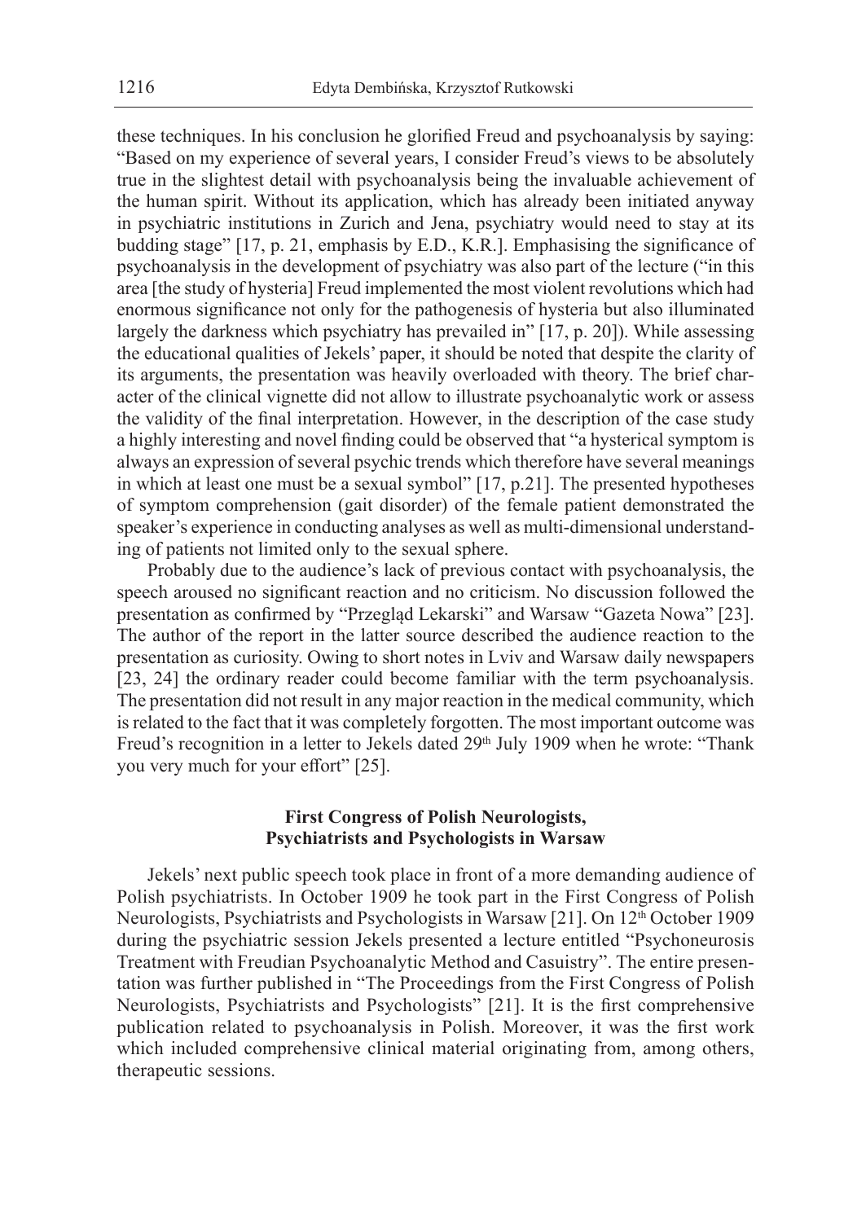these techniques. In his conclusion he glorified Freud and psychoanalysis by saying: "Based on my experience of several years, I consider Freud's views to be absolutely true in the slightest detail with psychoanalysis being the invaluable achievement of the human spirit. Without its application, which has already been initiated anyway in psychiatric institutions in Zurich and Jena, psychiatry would need to stay at its budding stage" [17, p. 21, emphasis by E.D., K.R.]. Emphasising the significance of psychoanalysis in the development of psychiatry was also part of the lecture ("in this area [the study of hysteria] Freud implemented the most violent revolutions which had enormous significance not only for the pathogenesis of hysteria but also illuminated largely the darkness which psychiatry has prevailed in" [17, p. 20]). While assessing the educational qualities of Jekels' paper, it should be noted that despite the clarity of its arguments, the presentation was heavily overloaded with theory. The brief character of the clinical vignette did not allow to illustrate psychoanalytic work or assess the validity of the final interpretation. However, in the description of the case study a highly interesting and novel finding could be observed that "a hysterical symptom is always an expression of several psychic trends which therefore have several meanings in which at least one must be a sexual symbol" [17, p.21]. The presented hypotheses of symptom comprehension (gait disorder) of the female patient demonstrated the speaker's experience in conducting analyses as well as multi-dimensional understanding of patients not limited only to the sexual sphere.

Probably due to the audience's lack of previous contact with psychoanalysis, the speech aroused no significant reaction and no criticism. No discussion followed the presentation as confirmed by "Przegląd Lekarski" and Warsaw "Gazeta Nowa" [23]. The author of the report in the latter source described the audience reaction to the presentation as curiosity. Owing to short notes in Lviv and Warsaw daily newspapers [23, 24] the ordinary reader could become familiar with the term psychoanalysis. The presentation did not result in any major reaction in the medical community, which is related to the fact that it was completely forgotten. The most important outcome was Freud's recognition in a letter to Jekels dated 29th July 1909 when he wrote: "Thank you very much for your effort" [25].

## First Congress of Polish Neurologists, Psychiatrists and Psychologists in Warsaw

Jekels' next public speech took place in front of a more demanding audience of Polish psychiatrists. In October 1909 he took part in the First Congress of Polish Neurologists, Psychiatrists and Psychologists in Warsaw [21]. On 12th October 1909 during the psychiatric session Jekels presented a lecture entitled "Psychoneurosis Treatment with Freudian Psychoanalytic Method and Casuistry". The entire presentation was further published in "The Proceedings from the First Congress of Polish Neurologists, Psychiatrists and Psychologists" [21]. It is the first comprehensive publication related to psychoanalysis in Polish. Moreover, it was the first work which included comprehensive clinical material originating from, among others, therapeutic sessions.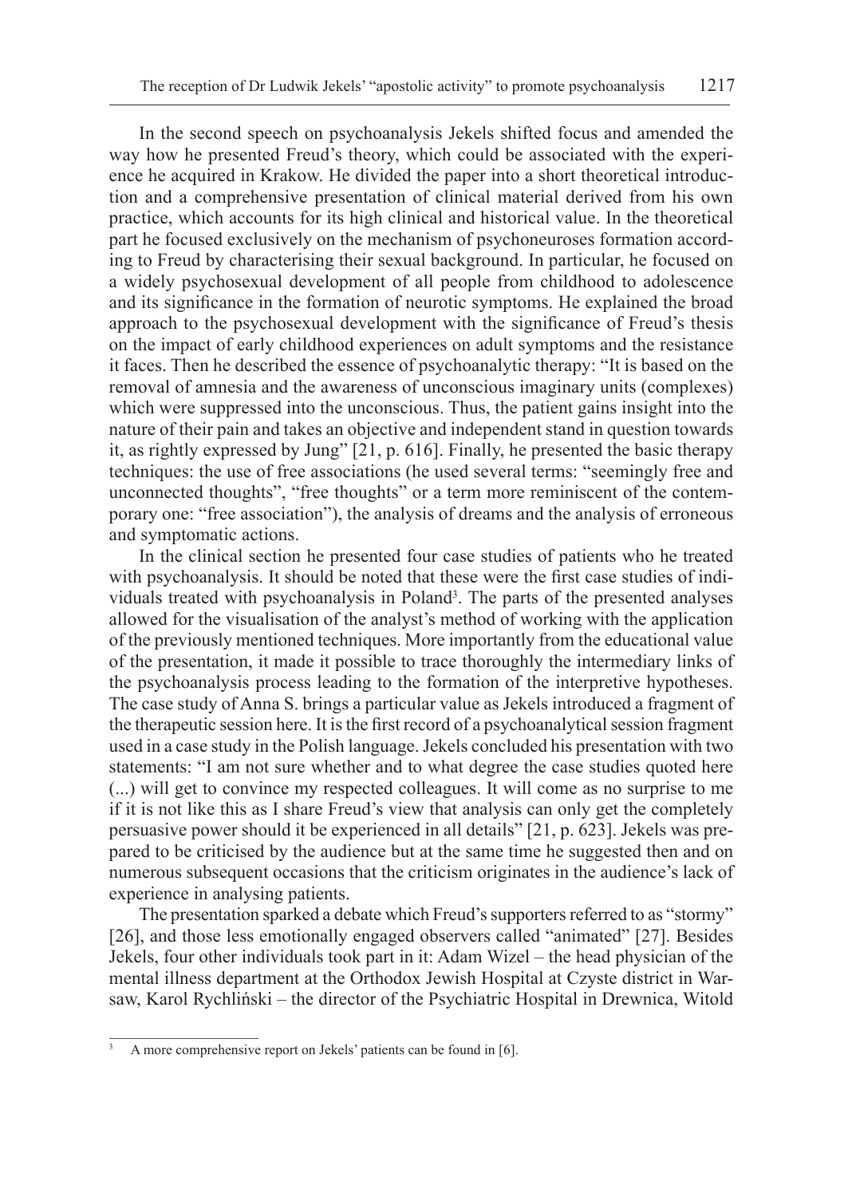In the second speech on psychoanalysis Jekels shifted focus and amended the way how he presented Freud's theory, which could be associated with the experience he acquired in Krakow. He divided the paper into a short theoretical introduction and a comprehensive presentation of clinical material derived from his own practice, which accounts for its high clinical and historical value. In the theoretical part he focused exclusively on the mechanism of psychoneuroses formation according to Freud by characterising their sexual background. In particular, he focused on a widely psychosexual development of all people from childhood to adolescence and its significance in the formation of neurotic symptoms. He explained the broad approach to the psychosexual development with the significance of Freud's thesis on the impact of early childhood experiences on adult symptoms and the resistance it faces. Then he described the essence of psychoanalytic therapy: "It is based on the removal of amnesia and the awareness of unconscious imaginary units (complexes) which were suppressed into the unconscious. Thus, the patient gains insight into the nature of their pain and takes an objective and independent stand in question towards it, as rightly expressed by Jung" [21, p. 616]. Finally, he presented the basic therapy techniques: the use of free associations (he used several terms: "seemingly free and unconnected thoughts", "free thoughts" or a term more reminiscent of the contemporary one: "free association"), the analysis of dreams and the analysis of erroneous and symptomatic actions.

In the clinical section he presented four case studies of patients who he treated with psychoanalysis. It should be noted that these were the first case studies of individuals treated with psychoanalysis in Poland[3]. The parts of the presented analyses allowed for the visualisation of the analyst's method of working with the application of the previously mentioned techniques. More importantly from the educational value of the presentation, it made it possible to trace thoroughly the intermediary links of the psychoanalysis process leading to the formation of the interpretive hypotheses. The case study of Anna S. brings a particular value as Jekels introduced a fragment of the therapeutic session here. It is the first record of a psychoanalytical session fragment used in a case study in the Polish language. Jekels concluded his presentation with two statements: "I am not sure whether and to what degree the case studies quoted here (...) will get to convince my respected colleagues. It will come as no surprise to me if it is not like this as I share Freud's view that analysis can only get the completely persuasive power should it be experienced in all details" [21, p. 623]. Jekels was prepared to be criticised by the audience but at the same time he suggested then and on numerous subsequent occasions that the criticism originates in the audience's lack of experience in analysing patients.

The presentation sparked a debate which Freud's supporters referred to as "stormy" [26], and those less emotionally engaged observers called "animated" [27]. Besides Jekels, four other individuals took part in it: Adam Wizel – the head physician of the mental illness department at the Orthodox Jewish Hospital at Czyste district in Warsaw, Karol Rychliński – the director of the Psychiatric Hospital in Drewnica, Witold

[3] A more comprehensive report on Jekels' patients can be found in [6].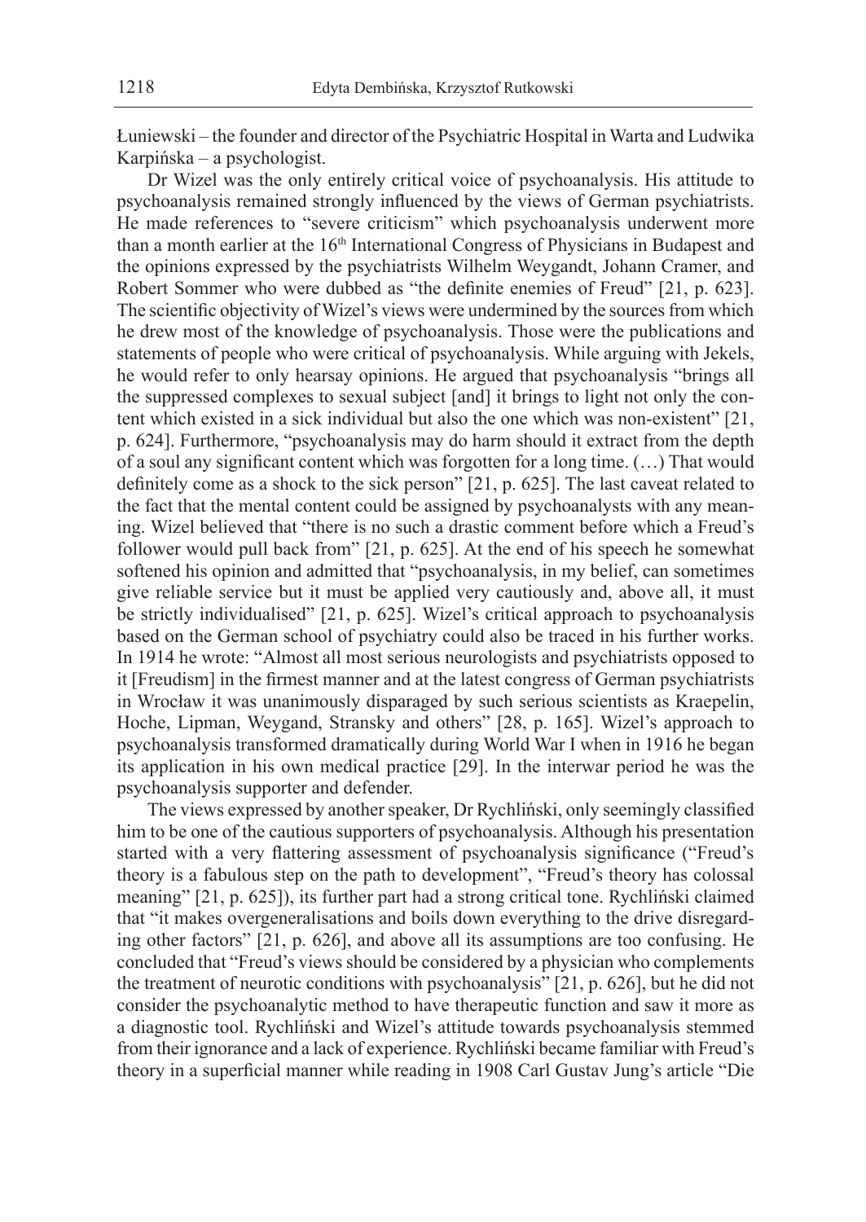Łuniewski – the founder and director of the Psychiatric Hospital in Warta and Ludwika Karpińska – a psychologist.

Dr Wizel was the only entirely critical voice of psychoanalysis. His attitude to psychoanalysis remained strongly influenced by the views of German psychiatrists. He made references to "severe criticism" which psychoanalysis underwent more than a month earlier at the 16th International Congress of Physicians in Budapest and the opinions expressed by the psychiatrists Wilhelm Weygandt, Johann Cramer, and Robert Sommer who were dubbed as "the definite enemies of Freud" [21, p. 623]. The scientific objectivity of Wizel's views were undermined by the sources from which he drew most of the knowledge of psychoanalysis. Those were the publications and statements of people who were critical of psychoanalysis. While arguing with Jekels, he would refer to only hearsay opinions. He argued that psychoanalysis "brings all the suppressed complexes to sexual subject [and] it brings to light not only the content which existed in a sick individual but also the one which was non-existent" [21, p. 624]. Furthermore, "psychoanalysis may do harm should it extract from the depth of a soul any significant content which was forgotten for a long time. (…) That would definitely come as a shock to the sick person" [21, p. 625]. The last caveat related to the fact that the mental content could be assigned by psychoanalysts with any meaning. Wizel believed that "there is no such a drastic comment before which a Freud's follower would pull back from" [21, p. 625]. At the end of his speech he somewhat softened his opinion and admitted that "psychoanalysis, in my belief, can sometimes give reliable service but it must be applied very cautiously and, above all, it must be strictly individualised" [21, p. 625]. Wizel's critical approach to psychoanalysis based on the German school of psychiatry could also be traced in his further works. In 1914 he wrote: "Almost all most serious neurologists and psychiatrists opposed to it [Freudism] in the firmest manner and at the latest congress of German psychiatrists in Wrocław it was unanimously disparaged by such serious scientists as Kraepelin, Hoche, Lipman, Weygand, Stransky and others" [28, p. 165]. Wizel's approach to psychoanalysis transformed dramatically during World War I when in 1916 he began its application in his own medical practice [29]. In the interwar period he was the psychoanalysis supporter and defender.

The views expressed by another speaker, Dr Rychliński, only seemingly classified him to be one of the cautious supporters of psychoanalysis. Although his presentation started with a very flattering assessment of psychoanalysis significance ("Freud's theory is a fabulous step on the path to development", "Freud's theory has colossal meaning" [21, p. 625]), its further part had a strong critical tone. Rychliński claimed that "it makes overgeneralisations and boils down everything to the drive disregarding other factors" [21, p. 626], and above all its assumptions are too confusing. He concluded that "Freud's views should be considered by a physician who complements the treatment of neurotic conditions with psychoanalysis" [21, p. 626], but he did not consider the psychoanalytic method to have therapeutic function and saw it more as a diagnostic tool. Rychliński and Wizel's attitude towards psychoanalysis stemmed from their ignorance and a lack of experience. Rychliński became familiar with Freud's theory in a superficial manner while reading in 1908 Carl Gustav Jung's article "Die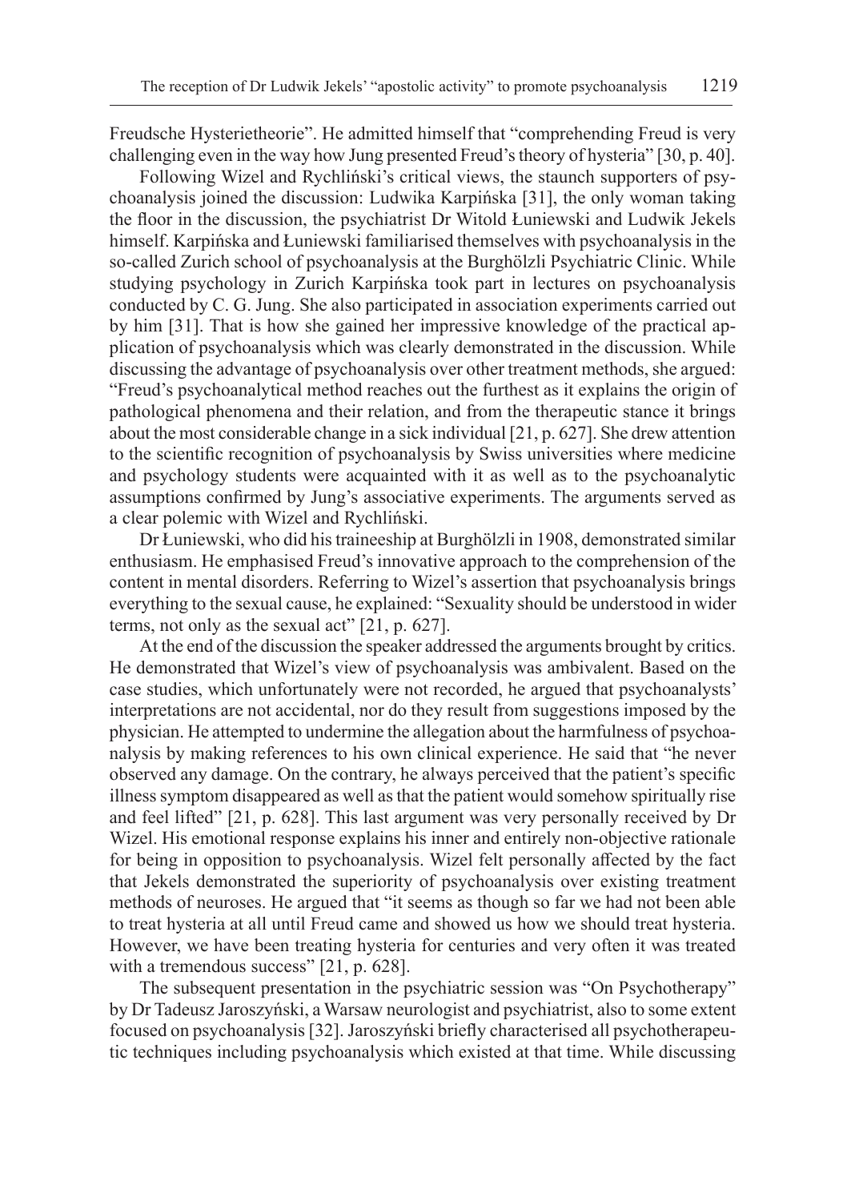Freudsche Hysterietheorie". He admitted himself that "comprehending Freud is very challenging even in the way how Jung presented Freud's theory of hysteria" [30, p. 40].

Following Wizel and Rychliński's critical views, the staunch supporters of psychoanalysis joined the discussion: Ludwika Karpińska [31], the only woman taking the floor in the discussion, the psychiatrist Dr Witold Łuniewski and Ludwik Jekels himself. Karpińska and Łuniewski familiarised themselves with psychoanalysis in the so-called Zurich school of psychoanalysis at the Burghölzli Psychiatric Clinic. While studying psychology in Zurich Karpińska took part in lectures on psychoanalysis conducted by C. G. Jung. She also participated in association experiments carried out by him [31]. That is how she gained her impressive knowledge of the practical application of psychoanalysis which was clearly demonstrated in the discussion. While discussing the advantage of psychoanalysis over other treatment methods, she argued: "Freud's psychoanalytical method reaches out the furthest as it explains the origin of pathological phenomena and their relation, and from the therapeutic stance it brings about the most considerable change in a sick individual [21, p. 627]. She drew attention to the scientific recognition of psychoanalysis by Swiss universities where medicine and psychology students were acquainted with it as well as to the psychoanalytic assumptions confirmed by Jung's associative experiments. The arguments served as a clear polemic with Wizel and Rychliński.

Dr Łuniewski, who did his traineeship at Burghölzli in 1908, demonstrated similar enthusiasm. He emphasised Freud's innovative approach to the comprehension of the content in mental disorders. Referring to Wizel's assertion that psychoanalysis brings everything to the sexual cause, he explained: "Sexuality should be understood in wider terms, not only as the sexual act" [21, p. 627].

At the end of the discussion the speaker addressed the arguments brought by critics. He demonstrated that Wizel's view of psychoanalysis was ambivalent. Based on the case studies, which unfortunately were not recorded, he argued that psychoanalysts' interpretations are not accidental, nor do they result from suggestions imposed by the physician. He attempted to undermine the allegation about the harmfulness of psychoanalysis by making references to his own clinical experience. He said that "he never observed any damage. On the contrary, he always perceived that the patient's specific illness symptom disappeared as well as that the patient would somehow spiritually rise and feel lifted" [21, p. 628]. This last argument was very personally received by Dr Wizel. His emotional response explains his inner and entirely non-objective rationale for being in opposition to psychoanalysis. Wizel felt personally affected by the fact that Jekels demonstrated the superiority of psychoanalysis over existing treatment methods of neuroses. He argued that "it seems as though so far we had not been able to treat hysteria at all until Freud came and showed us how we should treat hysteria. However, we have been treating hysteria for centuries and very often it was treated with a tremendous success" [21, p. 628].

The subsequent presentation in the psychiatric session was "On Psychotherapy" by Dr Tadeusz Jaroszyński, a Warsaw neurologist and psychiatrist, also to some extent focused on psychoanalysis [32]. Jaroszyński briefly characterised all psychotherapeutic techniques including psychoanalysis which existed at that time. While discussing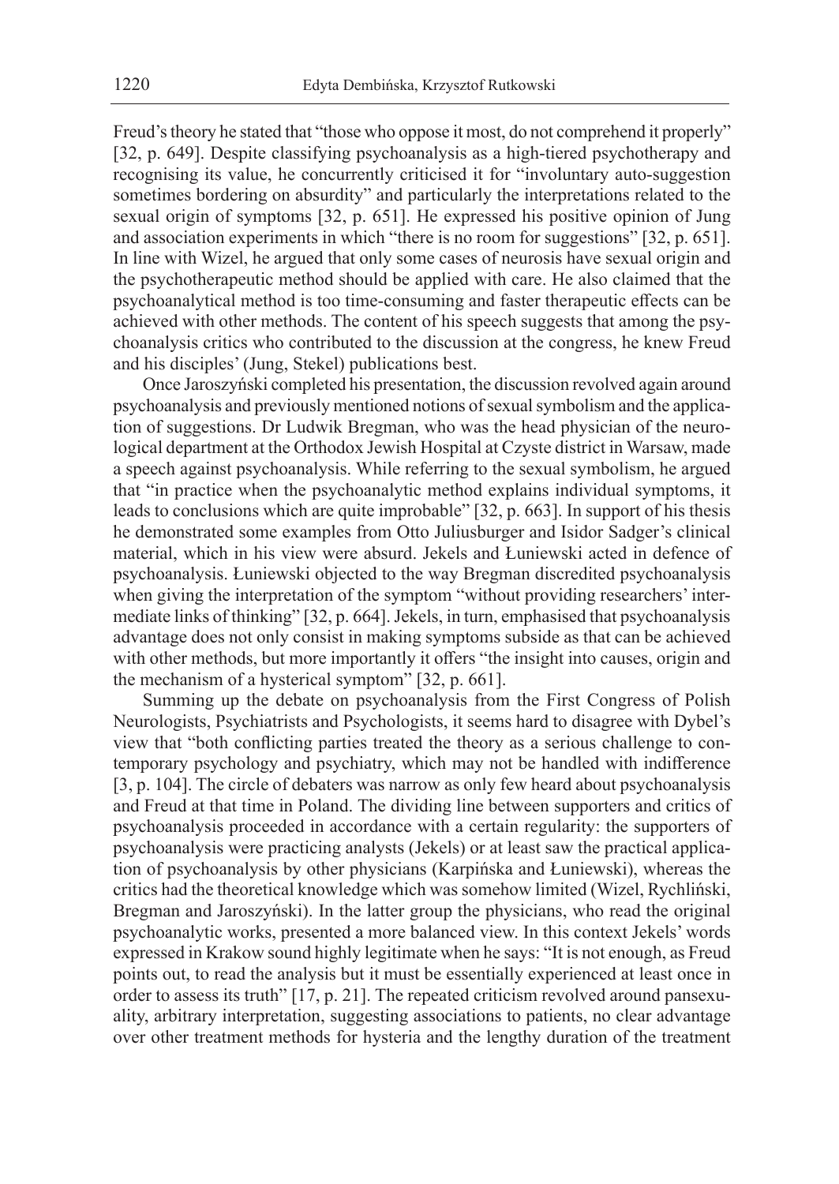Freud's theory he stated that "those who oppose it most, do not comprehend it properly" [32, p. 649]. Despite classifying psychoanalysis as a high-tiered psychotherapy and recognising its value, he concurrently criticised it for "involuntary auto-suggestion sometimes bordering on absurdity" and particularly the interpretations related to the sexual origin of symptoms [32, p. 651]. He expressed his positive opinion of Jung and association experiments in which "there is no room for suggestions" [32, p. 651]. In line with Wizel, he argued that only some cases of neurosis have sexual origin and the psychotherapeutic method should be applied with care. He also claimed that the psychoanalytical method is too time-consuming and faster therapeutic effects can be achieved with other methods. The content of his speech suggests that among the psychoanalysis critics who contributed to the discussion at the congress, he knew Freud and his disciples' (Jung, Stekel) publications best.

Once Jaroszyński completed his presentation, the discussion revolved again around psychoanalysis and previously mentioned notions of sexual symbolism and the application of suggestions. Dr Ludwik Bregman, who was the head physician of the neurological department at the Orthodox Jewish Hospital at Czyste district in Warsaw, made a speech against psychoanalysis. While referring to the sexual symbolism, he argued that "in practice when the psychoanalytic method explains individual symptoms, it leads to conclusions which are quite improbable" [32, p. 663]. In support of his thesis he demonstrated some examples from Otto Juliusburger and Isidor Sadger's clinical material, which in his view were absurd. Jekels and Łuniewski acted in defence of psychoanalysis. Łuniewski objected to the way Bregman discredited psychoanalysis when giving the interpretation of the symptom "without providing researchers' intermediate links of thinking" [32, p. 664]. Jekels, in turn, emphasised that psychoanalysis advantage does not only consist in making symptoms subside as that can be achieved with other methods, but more importantly it offers "the insight into causes, origin and the mechanism of a hysterical symptom" [32, p. 661].

Summing up the debate on psychoanalysis from the First Congress of Polish Neurologists, Psychiatrists and Psychologists, it seems hard to disagree with Dybel's view that "both conflicting parties treated the theory as a serious challenge to contemporary psychology and psychiatry, which may not be handled with indifference [3, p. 104]. The circle of debaters was narrow as only few heard about psychoanalysis and Freud at that time in Poland. The dividing line between supporters and critics of psychoanalysis proceeded in accordance with a certain regularity: the supporters of psychoanalysis were practicing analysts (Jekels) or at least saw the practical application of psychoanalysis by other physicians (Karpińska and Łuniewski), whereas the critics had the theoretical knowledge which was somehow limited (Wizel, Rychliński, Bregman and Jaroszyński). In the latter group the physicians, who read the original psychoanalytic works, presented a more balanced view. In this context Jekels' words expressed in Krakow sound highly legitimate when he says: "It is not enough, as Freud points out, to read the analysis but it must be essentially experienced at least once in order to assess its truth" [17, p. 21]. The repeated criticism revolved around pansexuality, arbitrary interpretation, suggesting associations to patients, no clear advantage over other treatment methods for hysteria and the lengthy duration of the treatment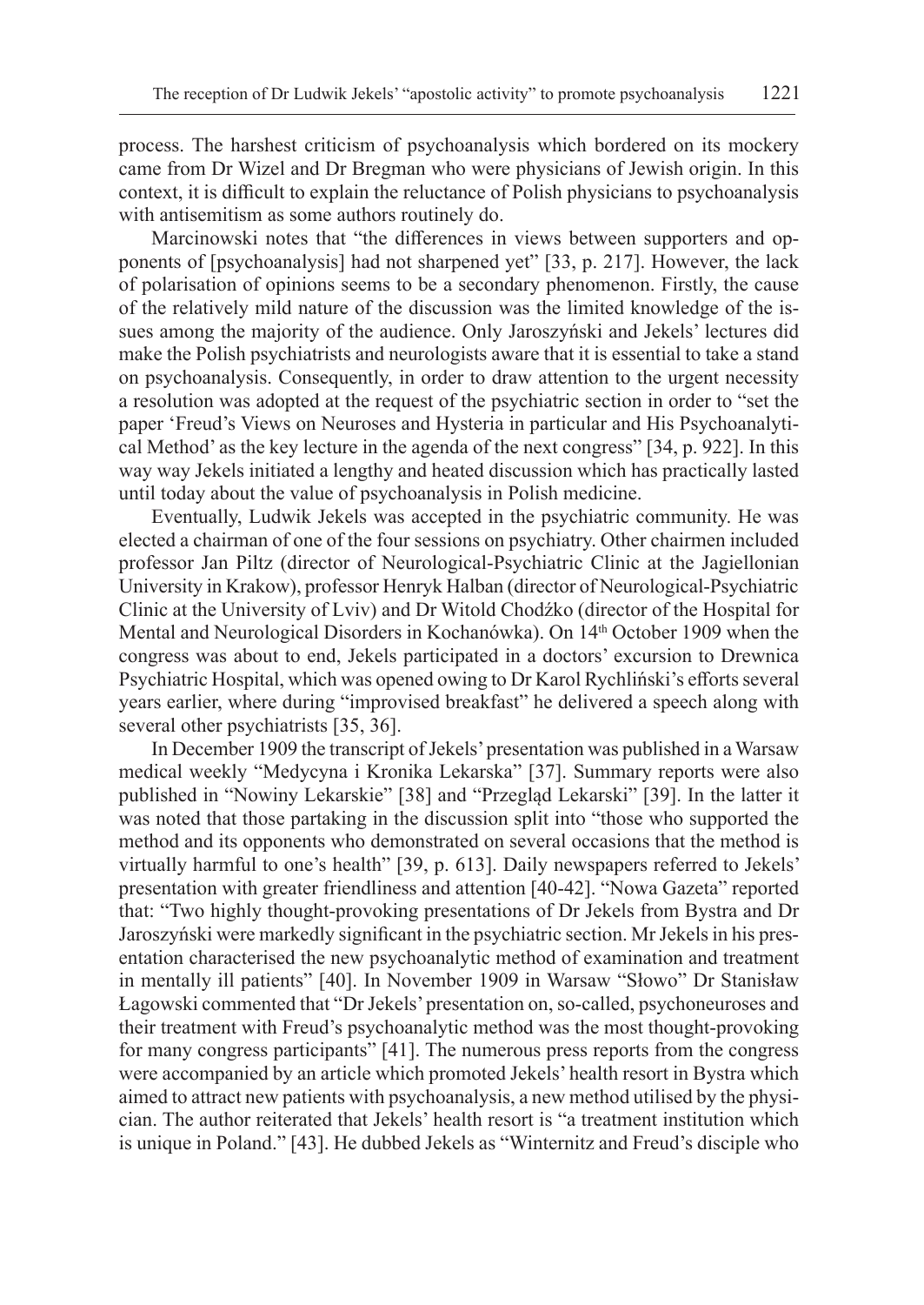process. The harshest criticism of psychoanalysis which bordered on its mockery came from Dr Wizel and Dr Bregman who were physicians of Jewish origin. In this context, it is difficult to explain the reluctance of Polish physicians to psychoanalysis with antisemitism as some authors routinely do.

Marcinowski notes that "the differences in views between supporters and opponents of [psychoanalysis] had not sharpened yet" [33, p. 217]. However, the lack of polarisation of opinions seems to be a secondary phenomenon. Firstly, the cause of the relatively mild nature of the discussion was the limited knowledge of the issues among the majority of the audience. Only Jaroszyński and Jekels' lectures did make the Polish psychiatrists and neurologists aware that it is essential to take a stand on psychoanalysis. Consequently, in order to draw attention to the urgent necessity a resolution was adopted at the request of the psychiatric section in order to "set the paper 'Freud's Views on Neuroses and Hysteria in particular and His Psychoanalytical Method' as the key lecture in the agenda of the next congress" [34, p. 922]. In this way way Jekels initiated a lengthy and heated discussion which has practically lasted until today about the value of psychoanalysis in Polish medicine.

Eventually, Ludwik Jekels was accepted in the psychiatric community. He was elected a chairman of one of the four sessions on psychiatry. Other chairmen included professor Jan Piltz (director of Neurological-Psychiatric Clinic at the Jagiellonian University in Krakow), professor Henryk Halban (director of Neurological-Psychiatric Clinic at the University of Lviv) and Dr Witold Chodźko (director of the Hospital for Mental and Neurological Disorders in Kochanówka). On 14th October 1909 when the congress was about to end, Jekels participated in a doctors' excursion to Drewnica Psychiatric Hospital, which was opened owing to Dr Karol Rychliński's efforts several years earlier, where during "improvised breakfast" he delivered a speech along with several other psychiatrists [35, 36].

In December 1909 the transcript of Jekels' presentation was published in a Warsaw medical weekly "Medycyna i Kronika Lekarska" [37]. Summary reports were also published in "Nowiny Lekarskie" [38] and "Przegląd Lekarski" [39]. In the latter it was noted that those partaking in the discussion split into "those who supported the method and its opponents who demonstrated on several occasions that the method is virtually harmful to one's health" [39, p. 613]. Daily newspapers referred to Jekels' presentation with greater friendliness and attention [40-42]. "Nowa Gazeta" reported that: "Two highly thought-provoking presentations of Dr Jekels from Bystra and Dr Jaroszyński were markedly significant in the psychiatric section. Mr Jekels in his presentation characterised the new psychoanalytic method of examination and treatment in mentally ill patients" [40]. In November 1909 in Warsaw "Słowo" Dr Stanisław Łagowski commented that "Dr Jekels' presentation on, so-called, psychoneuroses and their treatment with Freud's psychoanalytic method was the most thought-provoking for many congress participants" [41]. The numerous press reports from the congress were accompanied by an article which promoted Jekels' health resort in Bystra which aimed to attract new patients with psychoanalysis, a new method utilised by the physician. The author reiterated that Jekels' health resort is "a treatment institution which is unique in Poland." [43]. He dubbed Jekels as "Winternitz and Freud's disciple who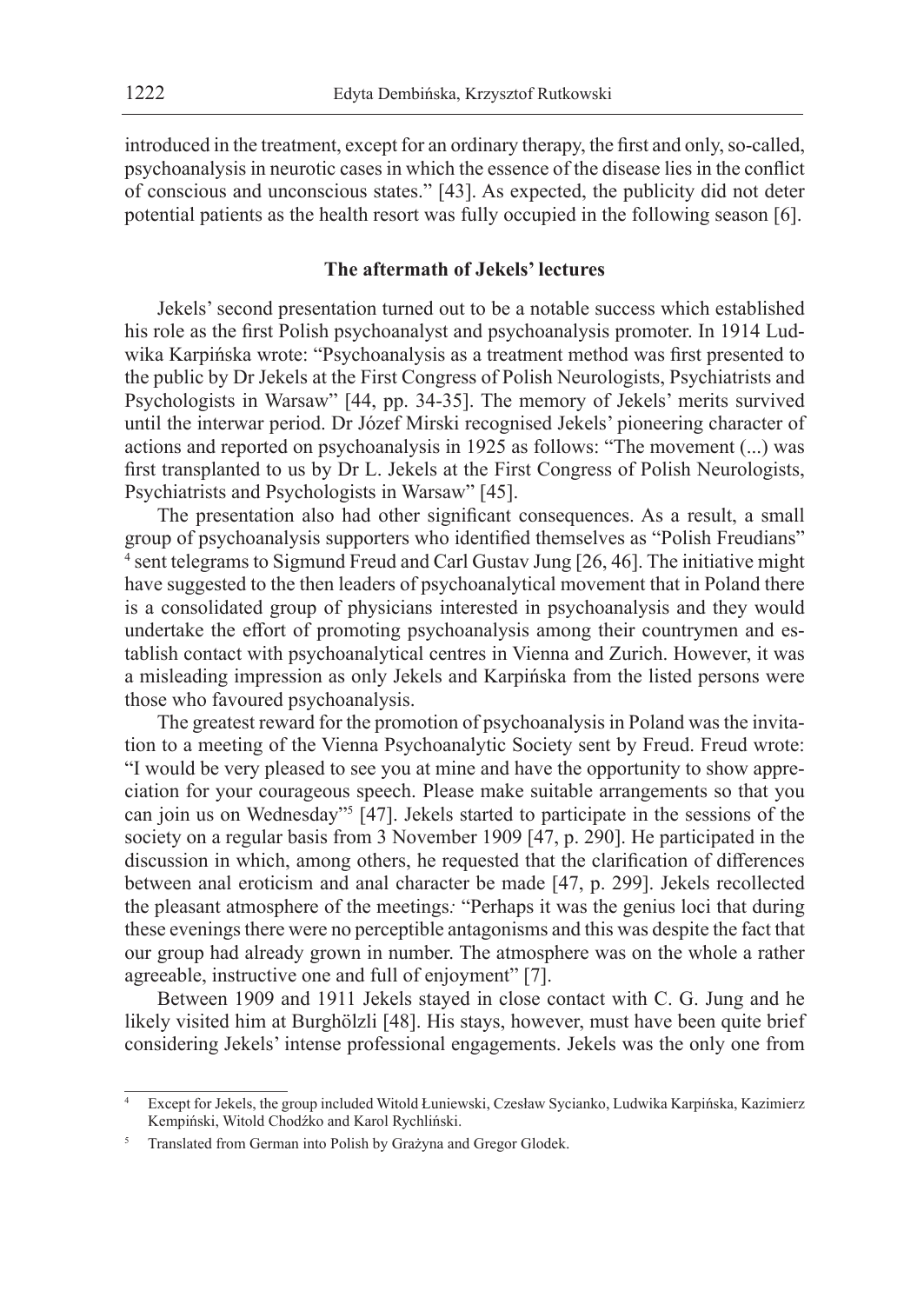introduced in the treatment, except for an ordinary therapy, the first and only, so-called, psychoanalysis in neurotic cases in which the essence of the disease lies in the conflict of conscious and unconscious states." [43]. As expected, the publicity did not deter potential patients as the health resort was fully occupied in the following season [6].

### The aftermath of Jekels' lectures

Jekels' second presentation turned out to be a notable success which established his role as the first Polish psychoanalyst and psychoanalysis promoter. In 1914 Ludwika Karpińska wrote: "Psychoanalysis as a treatment method was first presented to the public by Dr Jekels at the First Congress of Polish Neurologists, Psychiatrists and Psychologists in Warsaw" [44, pp. 34-35]. The memory of Jekels' merits survived until the interwar period. Dr Józef Mirski recognised Jekels' pioneering character of actions and reported on psychoanalysis in 1925 as follows: "The movement (...) was first transplanted to us by Dr L. Jekels at the First Congress of Polish Neurologists, Psychiatrists and Psychologists in Warsaw" [45].

The presentation also had other significant consequences. As a result, a small group of psychoanalysis supporters who identified themselves as "Polish Freudians" [4] sent telegrams to Sigmund Freud and Carl Gustav Jung [26, 46]. The initiative might have suggested to the then leaders of psychoanalytical movement that in Poland there is a consolidated group of physicians interested in psychoanalysis and they would undertake the effort of promoting psychoanalysis among their countrymen and establish contact with psychoanalytical centres in Vienna and Zurich. However, it was a misleading impression as only Jekels and Karpińska from the listed persons were those who favoured psychoanalysis.

The greatest reward for the promotion of psychoanalysis in Poland was the invitation to a meeting of the Vienna Psychoanalytic Society sent by Freud. Freud wrote: "I would be very pleased to see you at mine and have the opportunity to show appreciation for your courageous speech. Please make suitable arrangements so that you can join us on Wednesday"[5] [47]. Jekels started to participate in the sessions of the society on a regular basis from 3 November 1909 [47, p. 290]. He participated in the discussion in which, among others, he requested that the clarification of differences between anal eroticism and anal character be made [47, p. 299]. Jekels recollected the pleasant atmosphere of the meetings*:* "Perhaps it was the genius loci that during these evenings there were no perceptible antagonisms and this was despite the fact that our group had already grown in number. The atmosphere was on the whole a rather agreeable, instructive one and full of enjoyment" [7].

Between 1909 and 1911 Jekels stayed in close contact with C. G. Jung and he likely visited him at Burghölzli [48]. His stays, however, must have been quite brief considering Jekels' intense professional engagements. Jekels was the only one from

---

[4] Except for Jekels, the group included Witold Łuniewski, Czesław Sycianko, Ludwika Karpińska, Kazimierz Kempiński, Witold Chodźko and Karol Rychliński.

[5] Translated from German into Polish by Grażyna and Gregor Glodek.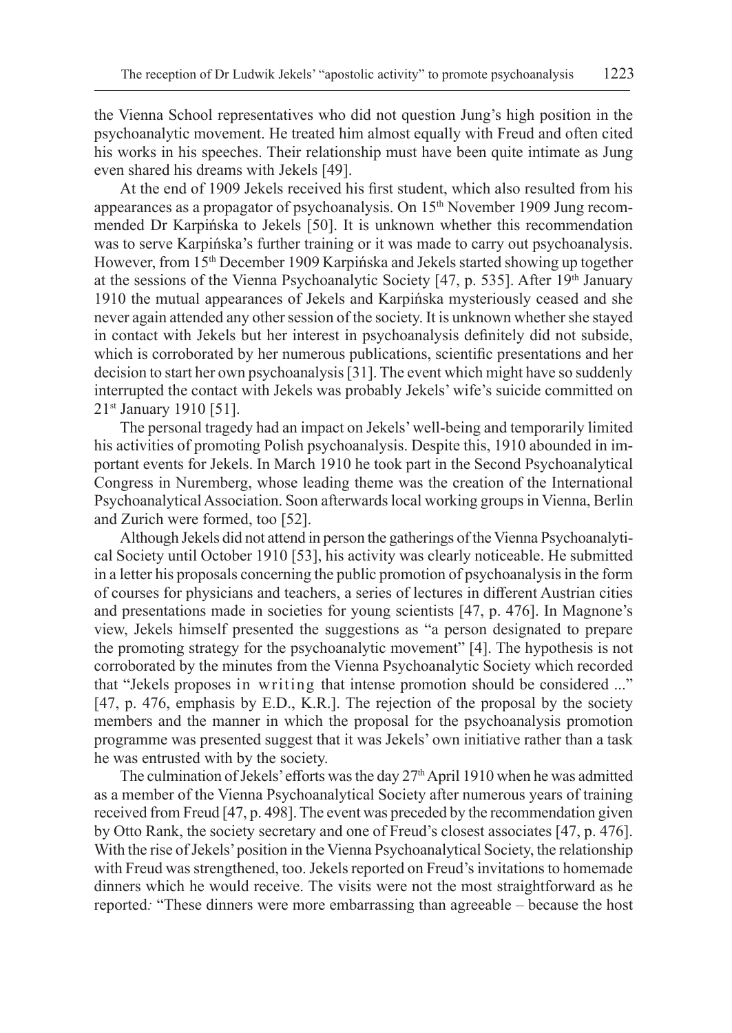the Vienna School representatives who did not question Jung's high position in the psychoanalytic movement. He treated him almost equally with Freud and often cited his works in his speeches. Their relationship must have been quite intimate as Jung even shared his dreams with Jekels [49].

At the end of 1909 Jekels received his first student, which also resulted from his appearances as a propagator of psychoanalysis. On 15th November 1909 Jung recommended Dr Karpińska to Jekels [50]. It is unknown whether this recommendation was to serve Karpińska's further training or it was made to carry out psychoanalysis. However, from 15th December 1909 Karpińska and Jekels started showing up together at the sessions of the Vienna Psychoanalytic Society [47, p. 535]. After 19th January 1910 the mutual appearances of Jekels and Karpińska mysteriously ceased and she never again attended any other session of the society. It is unknown whether she stayed in contact with Jekels but her interest in psychoanalysis definitely did not subside, which is corroborated by her numerous publications, scientific presentations and her decision to start her own psychoanalysis [31]. The event which might have so suddenly interrupted the contact with Jekels was probably Jekels' wife's suicide committed on 21st January 1910 [51].

The personal tragedy had an impact on Jekels' well-being and temporarily limited his activities of promoting Polish psychoanalysis. Despite this, 1910 abounded in important events for Jekels. In March 1910 he took part in the Second Psychoanalytical Congress in Nuremberg, whose leading theme was the creation of the International Psychoanalytical Association. Soon afterwards local working groups in Vienna, Berlin and Zurich were formed, too [52].

Although Jekels did not attend in person the gatherings of the Vienna Psychoanalytical Society until October 1910 [53], his activity was clearly noticeable. He submitted in a letter his proposals concerning the public promotion of psychoanalysis in the form of courses for physicians and teachers, a series of lectures in different Austrian cities and presentations made in societies for young scientists [47, p. 476]. In Magnone's view, Jekels himself presented the suggestions as "a person designated to prepare the promoting strategy for the psychoanalytic movement" [4]. The hypothesis is not corroborated by the minutes from the Vienna Psychoanalytic Society which recorded that "Jekels proposes in writing that intense promotion should be considered ..." [47, p. 476, emphasis by E.D., K.R.]. The rejection of the proposal by the society members and the manner in which the proposal for the psychoanalysis promotion programme was presented suggest that it was Jekels' own initiative rather than a task he was entrusted with by the society.

The culmination of Jekels' efforts was the day 27th April 1910 when he was admitted as a member of the Vienna Psychoanalytical Society after numerous years of training received from Freud [47, p. 498]. The event was preceded by the recommendation given by Otto Rank, the society secretary and one of Freud's closest associates [47, p. 476]. With the rise of Jekels' position in the Vienna Psychoanalytical Society, the relationship with Freud was strengthened, too. Jekels reported on Freud's invitations to homemade dinners which he would receive. The visits were not the most straightforward as he reported: "These dinners were more embarrassing than agreeable – because the host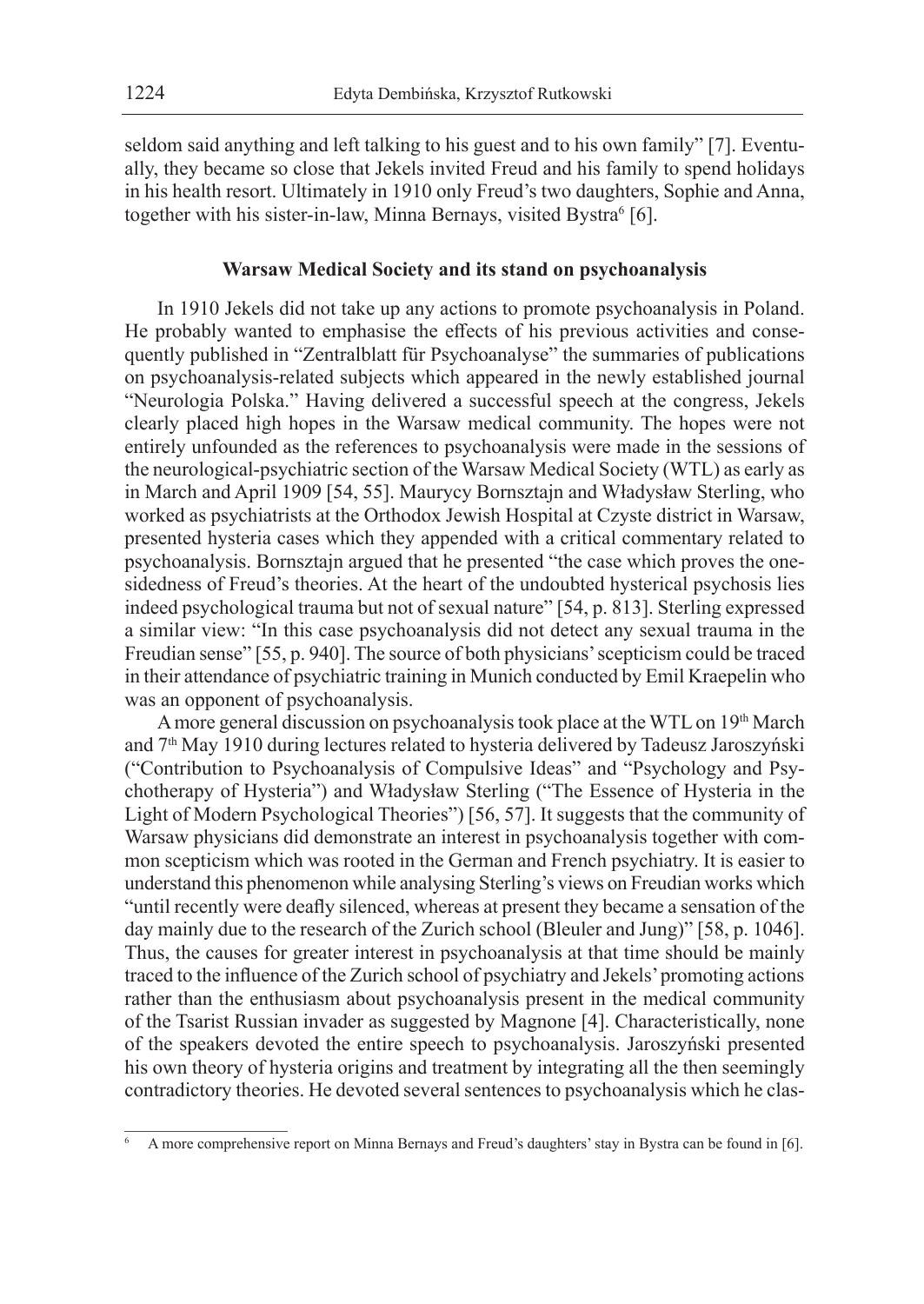seldom said anything and left talking to his guest and to his own family" [7]. Eventually, they became so close that Jekels invited Freud and his family to spend holidays in his health resort. Ultimately in 1910 only Freud's two daughters, Sophie and Anna, together with his sister-in-law, Minna Bernays, visited Bystra[6] [6].

### Warsaw Medical Society and its stand on psychoanalysis

In 1910 Jekels did not take up any actions to promote psychoanalysis in Poland. He probably wanted to emphasise the effects of his previous activities and consequently published in "Zentralblatt für Psychoanalyse" the summaries of publications on psychoanalysis-related subjects which appeared in the newly established journal "Neurologia Polska." Having delivered a successful speech at the congress, Jekels clearly placed high hopes in the Warsaw medical community. The hopes were not entirely unfounded as the references to psychoanalysis were made in the sessions of the neurological-psychiatric section of the Warsaw Medical Society (WTL) as early as in March and April 1909 [54, 55]. Maurycy Bornsztajn and Władysław Sterling, who worked as psychiatrists at the Orthodox Jewish Hospital at Czyste district in Warsaw, presented hysteria cases which they appended with a critical commentary related to psychoanalysis. Bornsztajn argued that he presented "the case which proves the one-sidedness of Freud's theories. At the heart of the undoubted hysterical psychosis lies indeed psychological trauma but not of sexual nature" [54, p. 813]. Sterling expressed a similar view: "In this case psychoanalysis did not detect any sexual trauma in the Freudian sense" [55, p. 940]. The source of both physicians' scepticism could be traced in their attendance of psychiatric training in Munich conducted by Emil Kraepelin who was an opponent of psychoanalysis.

A more general discussion on psychoanalysis took place at the WTL on 19th March and 7th May 1910 during lectures related to hysteria delivered by Tadeusz Jaroszyński ("Contribution to Psychoanalysis of Compulsive Ideas" and "Psychology and Psychotherapy of Hysteria") and Władysław Sterling ("The Essence of Hysteria in the Light of Modern Psychological Theories") [56, 57]. It suggests that the community of Warsaw physicians did demonstrate an interest in psychoanalysis together with common scepticism which was rooted in the German and French psychiatry. It is easier to understand this phenomenon while analysing Sterling's views on Freudian works which "until recently were deafly silenced, whereas at present they became a sensation of the day mainly due to the research of the Zurich school (Bleuler and Jung)" [58, p. 1046]. Thus, the causes for greater interest in psychoanalysis at that time should be mainly traced to the influence of the Zurich school of psychiatry and Jekels' promoting actions rather than the enthusiasm about psychoanalysis present in the medical community of the Tsarist Russian invader as suggested by Magnone [4]. Characteristically, none of the speakers devoted the entire speech to psychoanalysis. Jaroszyński presented his own theory of hysteria origins and treatment by integrating all the then seemingly contradictory theories. He devoted several sentences to psychoanalysis which he clas-

[6] A more comprehensive report on Minna Bernays and Freud's daughters' stay in Bystra can be found in [6].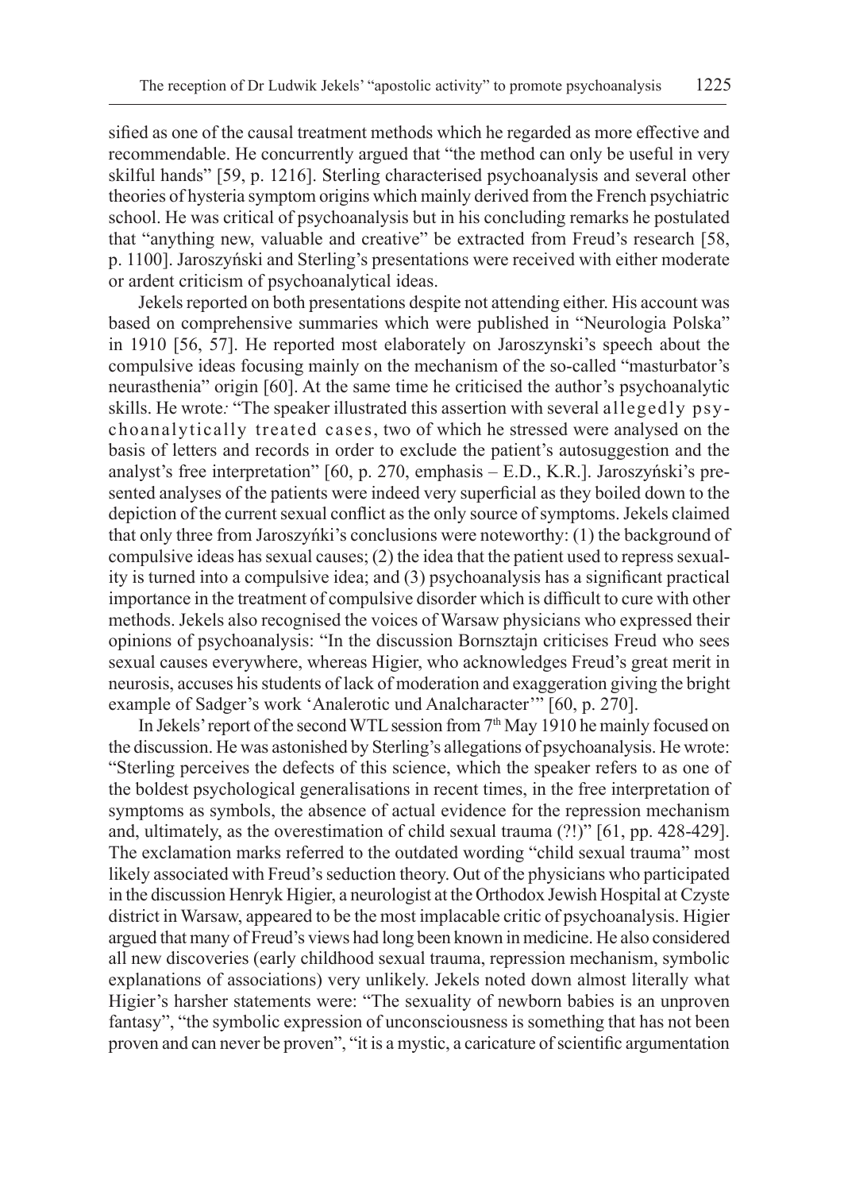sified as one of the causal treatment methods which he regarded as more effective and recommendable. He concurrently argued that "the method can only be useful in very skilful hands" [59, p. 1216]. Sterling characterised psychoanalysis and several other theories of hysteria symptom origins which mainly derived from the French psychiatric school. He was critical of psychoanalysis but in his concluding remarks he postulated that "anything new, valuable and creative" be extracted from Freud's research [58, p. 1100]. Jaroszyński and Sterling's presentations were received with either moderate or ardent criticism of psychoanalytical ideas.

Jekels reported on both presentations despite not attending either. His account was based on comprehensive summaries which were published in "Neurologia Polska" in 1910 [56, 57]. He reported most elaborately on Jaroszynski's speech about the compulsive ideas focusing mainly on the mechanism of the so-called "masturbator's neurasthenia" origin [60]. At the same time he criticised the author's psychoanalytic skills. He wrote: "The speaker illustrated this assertion with several a l l e g e d l y p s y c h o a n a l y t i c a l l y t r e a t e d c a s e s, two of which he stressed were analysed on the basis of letters and records in order to exclude the patient's autosuggestion and the analyst's free interpretation" [60, p. 270, emphasis – E.D., K.R.]. Jaroszyński's presented analyses of the patients were indeed very superficial as they boiled down to the depiction of the current sexual conflict as the only source of symptoms. Jekels claimed that only three from Jaroszyńki's conclusions were noteworthy: (1) the background of compulsive ideas has sexual causes; (2) the idea that the patient used to repress sexuality is turned into a compulsive idea; and (3) psychoanalysis has a significant practical importance in the treatment of compulsive disorder which is difficult to cure with other methods. Jekels also recognised the voices of Warsaw physicians who expressed their opinions of psychoanalysis: "In the discussion Bornsztajn criticises Freud who sees sexual causes everywhere, whereas Higier, who acknowledges Freud's great merit in neurosis, accuses his students of lack of moderation and exaggeration giving the bright example of Sadger's work 'Analerotic und Analcharacter'" [60, p. 270].

In Jekels' report of the second WTL session from 7th May 1910 he mainly focused on the discussion. He was astonished by Sterling's allegations of psychoanalysis. He wrote: "Sterling perceives the defects of this science, which the speaker refers to as one of the boldest psychological generalisations in recent times, in the free interpretation of symptoms as symbols, the absence of actual evidence for the repression mechanism and, ultimately, as the overestimation of child sexual trauma (?!)" [61, pp. 428-429]. The exclamation marks referred to the outdated wording "child sexual trauma" most likely associated with Freud's seduction theory. Out of the physicians who participated in the discussion Henryk Higier, a neurologist at the Orthodox Jewish Hospital at Czyste district in Warsaw, appeared to be the most implacable critic of psychoanalysis. Higier argued that many of Freud's views had long been known in medicine. He also considered all new discoveries (early childhood sexual trauma, repression mechanism, symbolic explanations of associations) very unlikely. Jekels noted down almost literally what Higier's harsher statements were: "The sexuality of newborn babies is an unproven fantasy", "the symbolic expression of unconsciousness is something that has not been proven and can never be proven", "it is a mystic, a caricature of scientific argumentation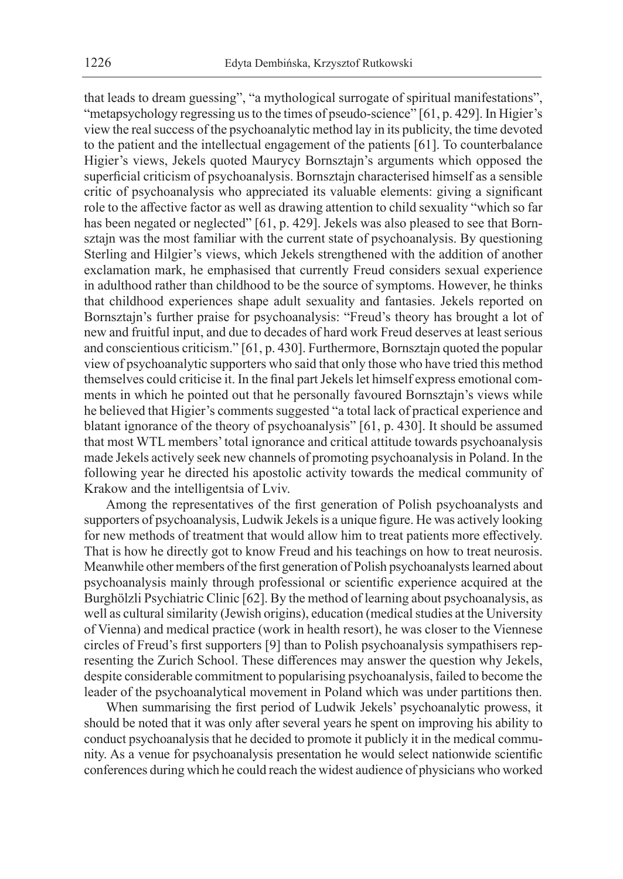that leads to dream guessing", "a mythological surrogate of spiritual manifestations", "metapsychology regressing us to the times of pseudo-science" [61, p. 429]. In Higier's view the real success of the psychoanalytic method lay in its publicity, the time devoted to the patient and the intellectual engagement of the patients [61]. To counterbalance Higier's views, Jekels quoted Maurycy Bornsztajn's arguments which opposed the superficial criticism of psychoanalysis. Bornsztajn characterised himself as a sensible critic of psychoanalysis who appreciated its valuable elements: giving a significant role to the affective factor as well as drawing attention to child sexuality "which so far has been negated or neglected" [61, p. 429]. Jekels was also pleased to see that Bornsztajn was the most familiar with the current state of psychoanalysis. By questioning Sterling and Hilgier's views, which Jekels strengthened with the addition of another exclamation mark, he emphasised that currently Freud considers sexual experience in adulthood rather than childhood to be the source of symptoms. However, he thinks that childhood experiences shape adult sexuality and fantasies. Jekels reported on Bornsztajn's further praise for psychoanalysis: "Freud's theory has brought a lot of new and fruitful input, and due to decades of hard work Freud deserves at least serious and conscientious criticism." [61, p. 430]. Furthermore, Bornsztajn quoted the popular view of psychoanalytic supporters who said that only those who have tried this method themselves could criticise it. In the final part Jekels let himself express emotional comments in which he pointed out that he personally favoured Bornsztajn's views while he believed that Higier's comments suggested "a total lack of practical experience and blatant ignorance of the theory of psychoanalysis" [61, p. 430]. It should be assumed that most WTL members' total ignorance and critical attitude towards psychoanalysis made Jekels actively seek new channels of promoting psychoanalysis in Poland. In the following year he directed his apostolic activity towards the medical community of Krakow and the intelligentsia of Lviv.

Among the representatives of the first generation of Polish psychoanalysts and supporters of psychoanalysis, Ludwik Jekels is a unique figure. He was actively looking for new methods of treatment that would allow him to treat patients more effectively. That is how he directly got to know Freud and his teachings on how to treat neurosis. Meanwhile other members of the first generation of Polish psychoanalysts learned about psychoanalysis mainly through professional or scientific experience acquired at the Burghölzli Psychiatric Clinic [62]. By the method of learning about psychoanalysis, as well as cultural similarity (Jewish origins), education (medical studies at the University of Vienna) and medical practice (work in health resort), he was closer to the Viennese circles of Freud's first supporters [9] than to Polish psychoanalysis sympathisers representing the Zurich School. These differences may answer the question why Jekels, despite considerable commitment to popularising psychoanalysis, failed to become the leader of the psychoanalytical movement in Poland which was under partitions then.

When summarising the first period of Ludwik Jekels' psychoanalytic prowess, it should be noted that it was only after several years he spent on improving his ability to conduct psychoanalysis that he decided to promote it publicly it in the medical community. As a venue for psychoanalysis presentation he would select nationwide scientific conferences during which he could reach the widest audience of physicians who worked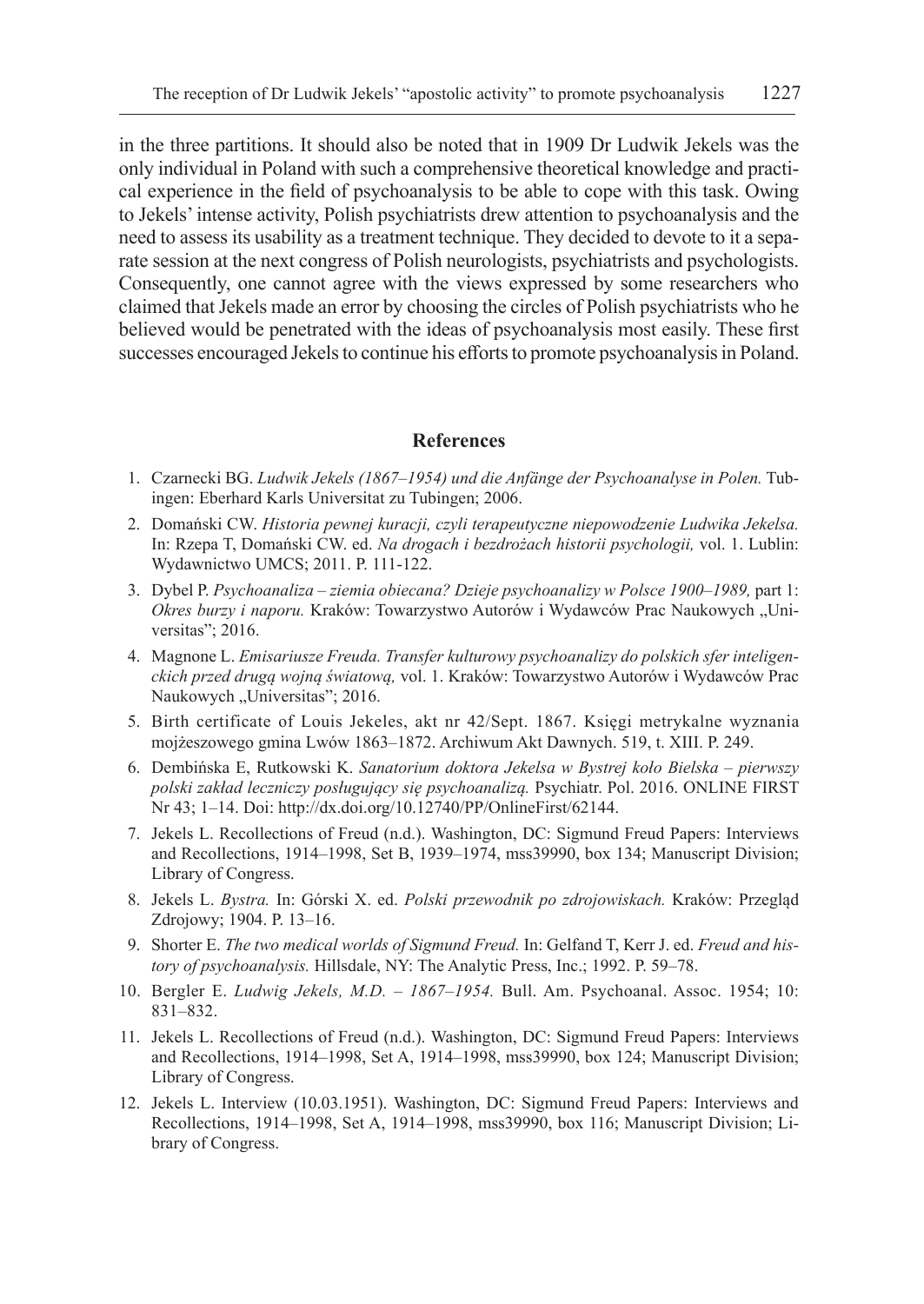in the three partitions. It should also be noted that in 1909 Dr Ludwik Jekels was the only individual in Poland with such a comprehensive theoretical knowledge and practical experience in the field of psychoanalysis to be able to cope with this task. Owing to Jekels' intense activity, Polish psychiatrists drew attention to psychoanalysis and the need to assess its usability as a treatment technique. They decided to devote to it a separate session at the next congress of Polish neurologists, psychiatrists and psychologists. Consequently, one cannot agree with the views expressed by some researchers who claimed that Jekels made an error by choosing the circles of Polish psychiatrists who he believed would be penetrated with the ideas of psychoanalysis most easily. These first successes encouraged Jekels to continue his efforts to promote psychoanalysis in Poland.

## References

1. Czarnecki BG. *Ludwik Jekels (1867–1954) und die Anfänge der Psychoanalyse in Polen.* Tubingen: Eberhard Karls Universitat zu Tubingen; 2006.
2. Domański CW. *Historia pewnej kuracji, czyli terapeutyczne niepowodzenie Ludwika Jekelsa.* In: Rzepa T, Domański CW. ed. *Na drogach i bezdrożach historii psychologii,* vol. 1. Lublin: Wydawnictwo UMCS; 2011. P. 111-122.
3. Dybel P. *Psychoanaliza – ziemia obiecana? Dzieje psychoanalizy w Polsce 1900–1989,* part 1: *Okres burzy i naporu.* Kraków: Towarzystwo Autorów i Wydawców Prac Naukowych „Universitas"; 2016.
4. Magnone L. *Emisariusze Freuda. Transfer kulturowy psychoanalizy do polskich sfer inteligenckich przed drugą wojną światową,* vol. 1. Kraków: Towarzystwo Autorów i Wydawców Prac Naukowych „Universitas"; 2016.
5. Birth certificate of Louis Jekeles, akt nr 42/Sept. 1867. Księgi metrykalne wyznania mojżeszowego gmina Lwów 1863–1872. Archiwum Akt Dawnych. 519, t. XIII. P. 249.
6. Dembińska E, Rutkowski K. *Sanatorium doktora Jekelsa w Bystrej koło Bielska – pierwszy polski zakład leczniczy posługujący się psychoanalizą.* Psychiatr. Pol. 2016. ONLINE FIRST Nr 43; 1–14. Doi: http://dx.doi.org/10.12740/PP/OnlineFirst/62144.
7. Jekels L. Recollections of Freud (n.d.). Washington, DC: Sigmund Freud Papers: Interviews and Recollections, 1914–1998, Set B, 1939–1974, mss39990, box 134; Manuscript Division; Library of Congress.
8. Jekels L. *Bystra.* In: Górski X. ed. *Polski przewodnik po zdrojowiskach.* Kraków: Przegląd Zdrojowy; 1904. P. 13–16.
9. Shorter E. *The two medical worlds of Sigmund Freud.* In: Gelfand T, Kerr J. ed. *Freud and history of psychoanalysis.* Hillsdale, NY: The Analytic Press, Inc.; 1992. P. 59–78.
10. Bergler E. *Ludwig Jekels, M.D. – 1867–1954.* Bull. Am. Psychoanal. Assoc. 1954; 10: 831–832.
11. Jekels L. Recollections of Freud (n.d.). Washington, DC: Sigmund Freud Papers: Interviews and Recollections, 1914–1998, Set A, 1914–1998, mss39990, box 124; Manuscript Division; Library of Congress.
12. Jekels L. Interview (10.03.1951). Washington, DC: Sigmund Freud Papers: Interviews and Recollections, 1914–1998, Set A, 1914–1998, mss39990, box 116; Manuscript Division; Library of Congress.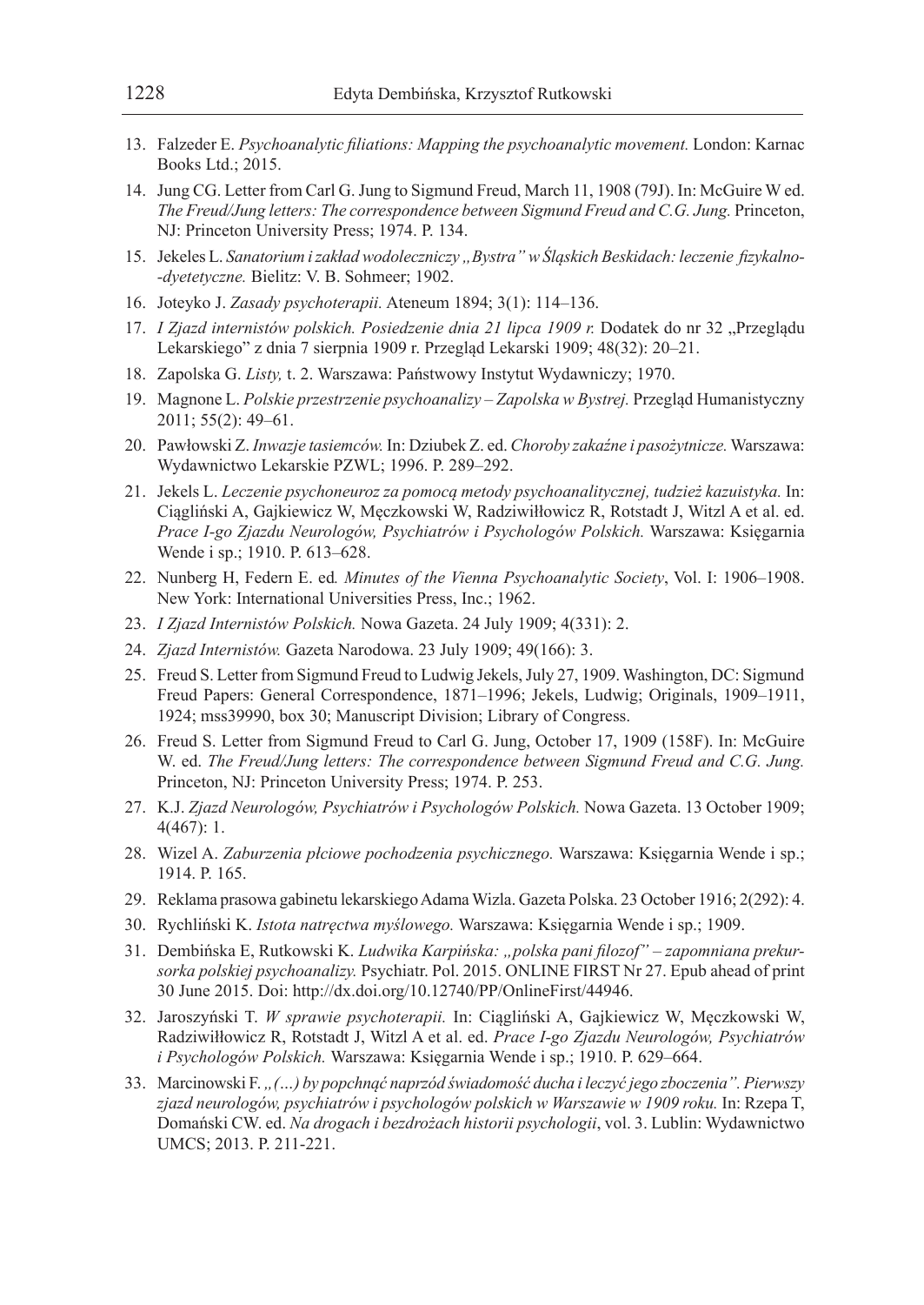13. Falzeder E. *Psychoanalytic filiations: Mapping the psychoanalytic movement.* London: Karnac Books Ltd.; 2015.
14. Jung CG. Letter from Carl G. Jung to Sigmund Freud, March 11, 1908 (79J). In: McGuire W ed. *The Freud/Jung letters: The correspondence between Sigmund Freud and C.G. Jung.* Princeton, NJ: Princeton University Press; 1974. P. 134.
15. Jekeles L. *Sanatorium i zakład wodoleczniczy „Bystra" w Śląskich Beskidach: leczenie fizykalno--dyetetyczne.* Bielitz: V. B. Sohmeer; 1902.
16. Joteyko J. *Zasady psychoterapii.* Ateneum 1894; 3(1): 114–136.
17. *I Zjazd internistów polskich. Posiedzenie dnia 21 lipca 1909 r.* Dodatek do nr 32 „Przeglądu Lekarskiego" z dnia 7 sierpnia 1909 r. Przegląd Lekarski 1909; 48(32): 20–21.
18. Zapolska G. *Listy,* t. 2. Warszawa: Państwowy Instytut Wydawniczy; 1970.
19. Magnone L. *Polskie przestrzenie psychoanalizy – Zapolska w Bystrej.* Przegląd Humanistyczny 2011; 55(2): 49–61.
20. Pawłowski Z. *Inwazje tasiemców.* In: Dziubek Z. ed. *Choroby zakaźne i pasożytnicze.* Warszawa: Wydawnictwo Lekarskie PZWL; 1996. P. 289–292.
21. Jekels L. *Leczenie psychoneuroz za pomocą metody psychoanalitycznej, tudzież kazuistyka.* In: Ciągliński A, Gajkiewicz W, Męczkowski W, Radziwiłłowicz R, Rotstadt J, Witzl A et al. ed. *Prace I-go Zjazdu Neurologów, Psychiatrów i Psychologów Polskich.* Warszawa: Księgarnia Wende i sp.; 1910. P. 613–628.
22. Nunberg H, Federn E. ed*. Minutes of the Vienna Psychoanalytic Society*, Vol. I: 1906–1908. New York: International Universities Press, Inc.; 1962.
23. *I Zjazd Internistów Polskich.* Nowa Gazeta. 24 July 1909; 4(331): 2.
24. *Zjazd Internistów.* Gazeta Narodowa. 23 July 1909; 49(166): 3.
25. Freud S. Letter from Sigmund Freud to Ludwig Jekels, July 27, 1909. Washington, DC: Sigmund Freud Papers: General Correspondence, 1871–1996; Jekels, Ludwig; Originals, 1909–1911, 1924; mss39990, box 30; Manuscript Division; Library of Congress.
26. Freud S. Letter from Sigmund Freud to Carl G. Jung, October 17, 1909 (158F). In: McGuire W. ed. *The Freud/Jung letters: The correspondence between Sigmund Freud and C.G. Jung.* Princeton, NJ: Princeton University Press; 1974. P. 253.
27. K.J. *Zjazd Neurologów, Psychiatrów i Psychologów Polskich.* Nowa Gazeta. 13 October 1909; 4(467): 1.
28. Wizel A. *Zaburzenia płciowe pochodzenia psychicznego.* Warszawa: Księgarnia Wende i sp.; 1914. P. 165.
29. Reklama prasowa gabinetu lekarskiego Adama Wizla. Gazeta Polska. 23 October 1916; 2(292): 4.
30. Rychliński K. *Istota natręctwa myślowego.* Warszawa: Księgarnia Wende i sp.; 1909.
31. Dembińska E, Rutkowski K. *Ludwika Karpińska: „polska pani filozof" – zapomniana prekursorka polskiej psychoanalizy.* Psychiatr. Pol. 2015. ONLINE FIRST Nr 27. Epub ahead of print 30 June 2015. Doi: http://dx.doi.org/10.12740/PP/OnlineFirst/44946.
32. Jaroszyński T. *W sprawie psychoterapii.* In: Ciągliński A, Gajkiewicz W, Męczkowski W, Radziwiłłowicz R, Rotstadt J, Witzl A et al. ed. *Prace I-go Zjazdu Neurologów, Psychiatrów i Psychologów Polskich.* Warszawa: Księgarnia Wende i sp.; 1910. P. 629–664.
33. Marcinowski F. *„(…) by popchnąć naprzód świadomość ducha i leczyć jego zboczenia". Pierwszy zjazd neurologów, psychiatrów i psychologów polskich w Warszawie w 1909 roku.* In: Rzepa T, Domański CW. ed. *Na drogach i bezdrożach historii psychologii*, vol. 3. Lublin: Wydawnictwo UMCS; 2013. P. 211-221.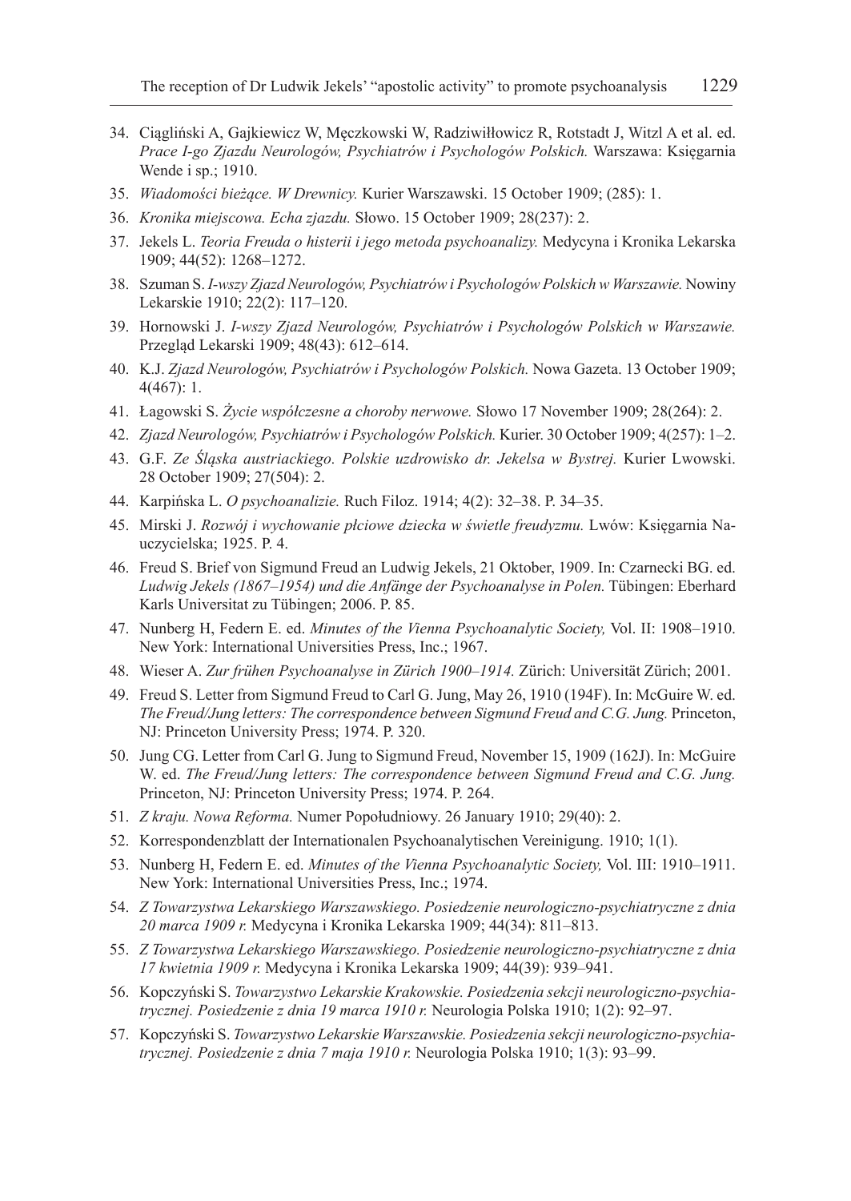34. Ciągliński A, Gajkiewicz W, Męczkowski W, Radziwiłłowicz R, Rotstadt J, Witzl A et al. ed. *Prace I-go Zjazdu Neurologów, Psychiatrów i Psychologów Polskich.* Warszawa: Księgarnia Wende i sp.; 1910.
35. *Wiadomości bieżące. W Drewnicy.* Kurier Warszawski. 15 October 1909; (285): 1.
36. *Kronika miejscowa. Echa zjazdu.* Słowo. 15 October 1909; 28(237): 2.
37. Jekels L. *Teoria Freuda o histerii i jego metoda psychoanalizy.* Medycyna i Kronika Lekarska 1909; 44(52): 1268–1272.
38. Szuman S. *I-wszy Zjazd Neurologów, Psychiatrów i Psychologów Polskich w Warszawie.* Nowiny Lekarskie 1910; 22(2): 117–120.
39. Hornowski J. *I-wszy Zjazd Neurologów, Psychiatrów i Psychologów Polskich w Warszawie.* Przegląd Lekarski 1909; 48(43): 612–614.
40. K.J. *Zjazd Neurologów, Psychiatrów i Psychologów Polskich.* Nowa Gazeta. 13 October 1909; 4(467): 1.
41. Łagowski S. *Życie współczesne a choroby nerwowe.* Słowo 17 November 1909; 28(264): 2.
42. *Zjazd Neurologów, Psychiatrów i Psychologów Polskich.* Kurier. 30 October 1909; 4(257): 1–2.
43. G.F. *Ze Śląska austriackiego. Polskie uzdrowisko dr. Jekelsa w Bystrej.* Kurier Lwowski. 28 October 1909; 27(504): 2.
44. Karpińska L. *O psychoanalizie.* Ruch Filoz. 1914; 4(2): 32–38. P. 34–35.
45. Mirski J. *Rozwój i wychowanie płciowe dziecka w świetle freudyzmu.* Lwów: Księgarnia Nauczycielska; 1925. P. 4.
46. Freud S. Brief von Sigmund Freud an Ludwig Jekels, 21 Oktober, 1909. In: Czarnecki BG. ed. *Ludwig Jekels (1867–1954) und die Anfänge der Psychoanalyse in Polen.* Tübingen: Eberhard Karls Universitat zu Tübingen; 2006. P. 85.
47. Nunberg H, Federn E. ed. *Minutes of the Vienna Psychoanalytic Society,* Vol. II: 1908–1910. New York: International Universities Press, Inc.; 1967.
48. Wieser A. *Zur frühen Psychoanalyse in Zürich 1900–1914.* Zürich: Universität Zürich; 2001.
49. Freud S. Letter from Sigmund Freud to Carl G. Jung, May 26, 1910 (194F). In: McGuire W. ed. *The Freud/Jung letters: The correspondence between Sigmund Freud and C.G. Jung.* Princeton, NJ: Princeton University Press; 1974. P. 320.
50. Jung CG. Letter from Carl G. Jung to Sigmund Freud, November 15, 1909 (162J). In: McGuire W. ed. *The Freud/Jung letters: The correspondence between Sigmund Freud and C.G. Jung.* Princeton, NJ: Princeton University Press; 1974. P. 264.
51. *Z kraju. Nowa Reforma.* Numer Popołudniowy. 26 January 1910; 29(40): 2.
52. Korrespondenzblatt der Internationalen Psychoanalytischen Vereinigung. 1910; 1(1).
53. Nunberg H, Federn E. ed. *Minutes of the Vienna Psychoanalytic Society,* Vol. III: 1910–1911. New York: International Universities Press, Inc.; 1974.
54. *Z Towarzystwa Lekarskiego Warszawskiego. Posiedzenie neurologiczno-psychiatryczne z dnia 20 marca 1909 r.* Medycyna i Kronika Lekarska 1909; 44(34): 811–813.
55. *Z Towarzystwa Lekarskiego Warszawskiego. Posiedzenie neurologiczno-psychiatryczne z dnia 17 kwietnia 1909 r.* Medycyna i Kronika Lekarska 1909; 44(39): 939–941.
56. Kopczyński S. *Towarzystwo Lekarskie Krakowskie. Posiedzenia sekcji neurologiczno-psychiatrycznej. Posiedzenie z dnia 19 marca 1910 r.* Neurologia Polska 1910; 1(2): 92–97.
57. Kopczyński S. *Towarzystwo Lekarskie Warszawskie. Posiedzenia sekcji neurologiczno-psychiatrycznej. Posiedzenie z dnia 7 maja 1910 r.* Neurologia Polska 1910; 1(3): 93–99.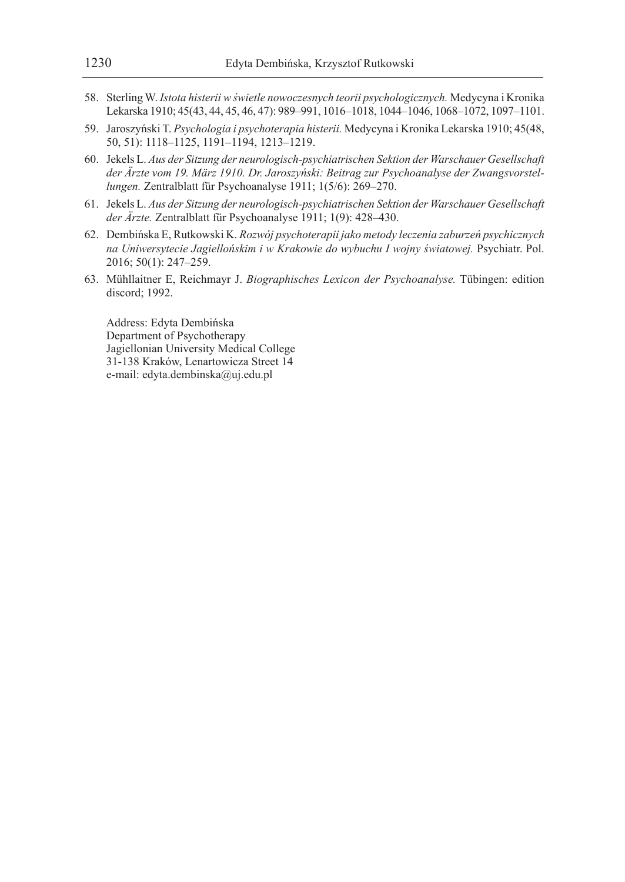58. Sterling W. *Istota histerii w świetle nowoczesnych teorii psychologicznych.* Medycyna i Kronika Lekarska 1910; 45(43, 44, 45, 46, 47): 989–991, 1016–1018, 1044–1046, 1068–1072, 1097–1101.

59. Jaroszyński T. *Psychologia i psychoterapia histerii.* Medycyna i Kronika Lekarska 1910; 45(48, 50, 51): 1118–1125, 1191–1194, 1213–1219.

60. Jekels L. *Aus der Sitzung der neurologisch-psychiatrischen Sektion der Warschauer Gesellschaft der Ärzte vom 19. März 1910. Dr. Jaroszyński: Beitrag zur Psychoanalyse der Zwangsvorstellungen.* Zentralblatt für Psychoanalyse 1911; 1(5/6): 269–270.

61. Jekels L. *Aus der Sitzung der neurologisch-psychiatrischen Sektion der Warschauer Gesellschaft der Ärzte.* Zentralblatt für Psychoanalyse 1911; 1(9): 428–430.

62. Dembińska E, Rutkowski K. *Rozwój psychoterapii jako metody leczenia zaburzeń psychicznych na Uniwersytecie Jagiellońskim i w Krakowie do wybuchu I wojny światowej.* Psychiatr. Pol. 2016; 50(1): 247–259.

63. Mühllaitner E, Reichmayr J. *Biographisches Lexicon der Psychoanalyse.* Tübingen: edition discord; 1992.

Address: Edyta Dembińska
Department of Psychotherapy
Jagiellonian University Medical College
31-138 Kraków, Lenartowicza Street 14
e-mail: edyta.dembinska@uj.edu.pl